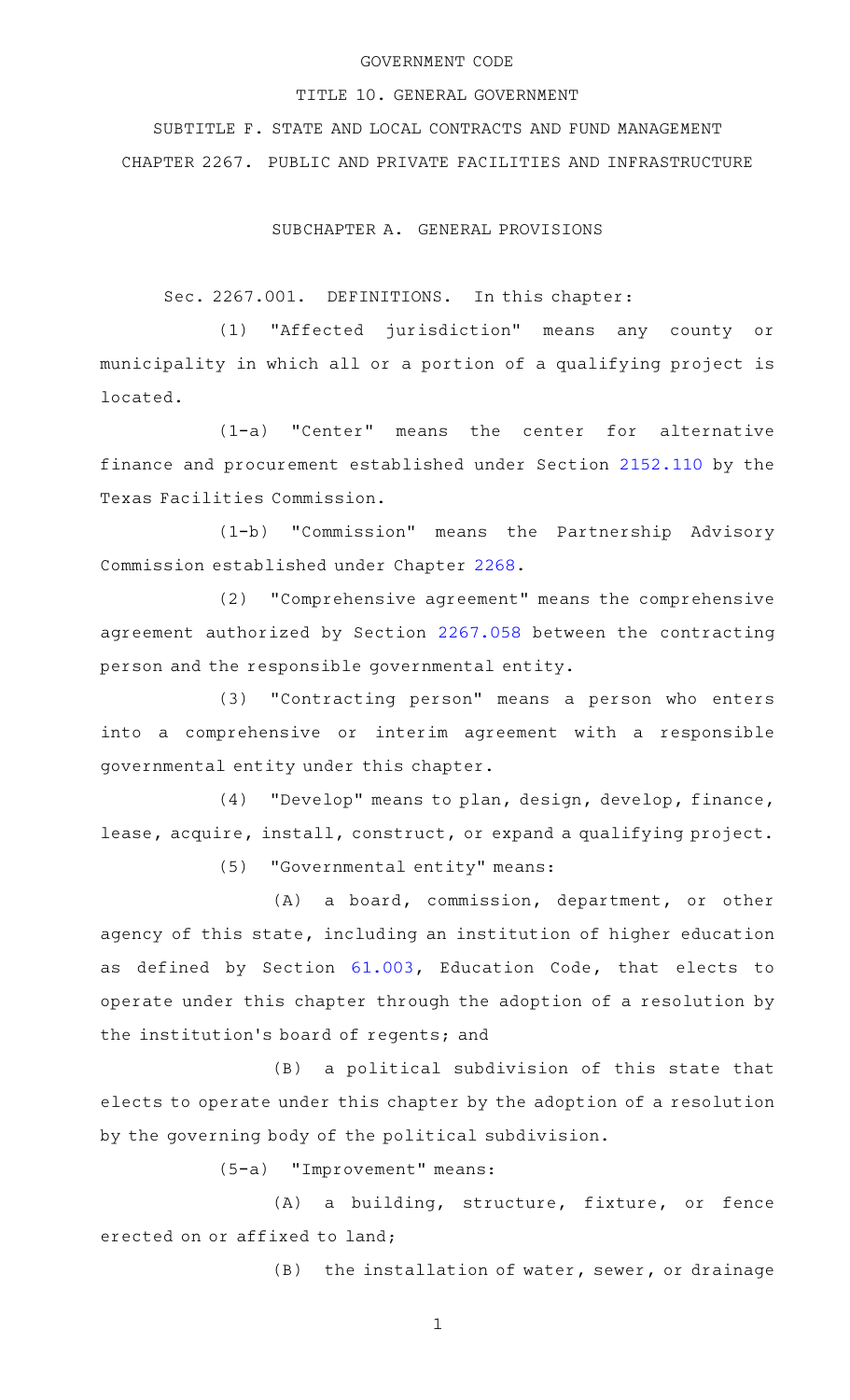GOVERNMENT CODE

TITLE 10. GENERAL GOVERNMENT

SUBTITLE F. STATE AND LOCAL CONTRACTS AND FUND MANAGEMENT

CHAPTER 2267. PUBLIC AND PRIVATE FACILITIES AND INFRASTRUCTURE

SUBCHAPTER A. GENERAL PROVISIONS

Sec. 2267.001. DEFINITIONS. In this chapter:

(1) "Affected jurisdiction" means any county or municipality in which all or a portion of a qualifying project is located.

(1-a) "Center" means the center for alternative finance and procurement established under Section 2152.110 by the Texas Facilities Commission.

(1-b) "Commission" means the Partnership Advisory Commission established under Chapter 2268.

(2) "Comprehensive agreement" means the comprehensive agreement authorized by Section 2267.058 between the contracting person and the responsible governmental entity.

(3) "Contracting person" means a person who enters into a comprehensive or interim agreement with a responsible governmental entity under this chapter.

(4) "Develop" means to plan, design, develop, finance, lease, acquire, install, construct, or expand a qualifying project.

(5) "Governmental entity" means:

(A) a board, commission, department, or other agency of this state, including an institution of higher education as defined by Section 61.003, Education Code, that elects to operate under this chapter through the adoption of a resolution by the institution's board of regents; and

(B) a political subdivision of this state that elects to operate under this chapter by the adoption of a resolution by the governing body of the political subdivision.

(5-a) "Improvement" means:

(A) a building, structure, fixture, or fence erected on or affixed to land;

(B) the installation of water, sewer, or drainage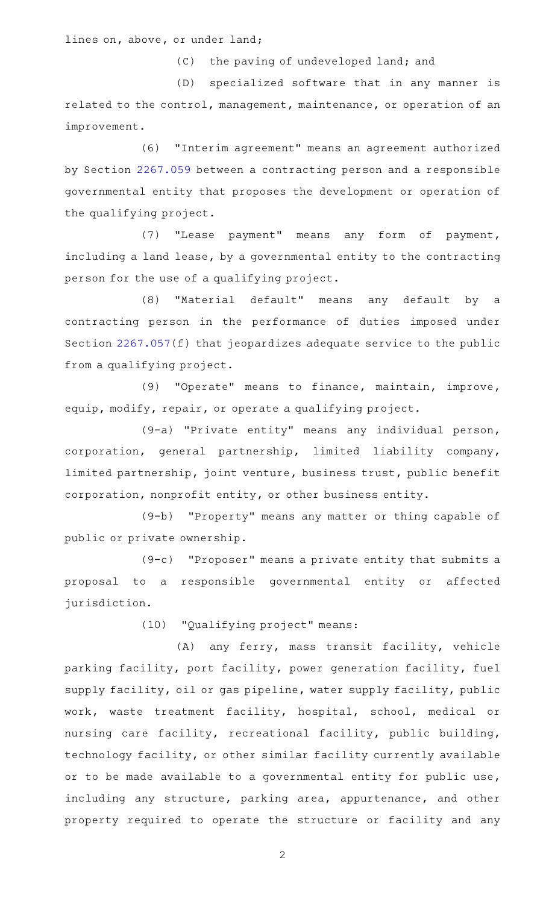lines on, above, or under land;

(C) the paving of undeveloped land; and

(D) specialized software that in any manner is related to the control, management, maintenance, or operation of an improvement.

(6) "Interim agreement" means an agreement authorized by Section 2267.059 between a contracting person and a responsible governmental entity that proposes the development or operation of the qualifying project.

(7) "Lease payment" means any form of payment, including a land lease, by a governmental entity to the contracting person for the use of a qualifying project.

(8) "Material default" means any default by a contracting person in the performance of duties imposed under Section 2267.057(f) that jeopardizes adequate service to the public from a qualifying project.

(9) "Operate" means to finance, maintain, improve, equip, modify, repair, or operate a qualifying project.

(9-a) "Private entity" means any individual person, corporation, general partnership, limited liability company, limited partnership, joint venture, business trust, public benefit corporation, nonprofit entity, or other business entity.

(9-b) "Property" means any matter or thing capable of public or private ownership.

(9-c) "Proposer" means a private entity that submits a proposal to a responsible governmental entity or affected jurisdiction.

(10) "Qualifying project" means:

(A) any ferry, mass transit facility, vehicle parking facility, port facility, power generation facility, fuel supply facility, oil or gas pipeline, water supply facility, public work, waste treatment facility, hospital, school, medical or nursing care facility, recreational facility, public building, technology facility, or other similar facility currently available or to be made available to a governmental entity for public use, including any structure, parking area, appurtenance, and other property required to operate the structure or facility and any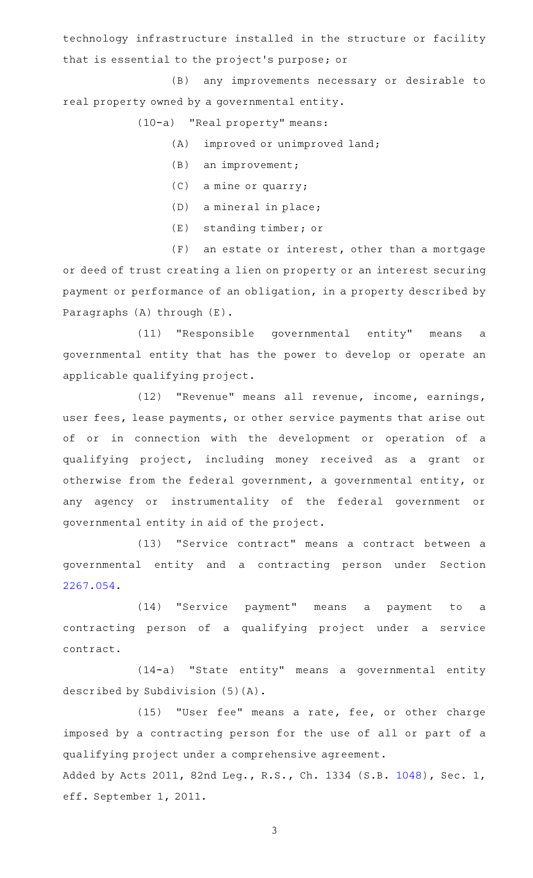technology infrastructure installed in the structure or facility that is essential to the project's purpose; or

(B) any improvements necessary or desirable to real property owned by a governmental entity.

(10-a) "Real property" means:

(A) improved or unimproved land;

(B) an improvement;

(C) a mine or quarry;

(D) a mineral in place;

(E) standing timber; or

(F) an estate or interest, other than a mortgage or deed of trust creating a lien on property or an interest securing payment or performance of an obligation, in a property described by Paragraphs (A) through (E).

(11) "Responsible governmental entity" means a governmental entity that has the power to develop or operate an applicable qualifying project.

(12) "Revenue" means all revenue, income, earnings, user fees, lease payments, or other service payments that arise out of or in connection with the development or operation of a qualifying project, including money received as a grant or otherwise from the federal government, a governmental entity, or any agency or instrumentality of the federal government or governmental entity in aid of the project.

(13) "Service contract" means a contract between a governmental entity and a contracting person under Section 2267.054.

(14) "Service payment" means a payment to a contracting person of a qualifying project under a service contract.

(14-a) "State entity" means a governmental entity described by Subdivision (5)(A).

(15) "User fee" means a rate, fee, or other charge imposed by a contracting person for the use of all or part of a qualifying project under a comprehensive agreement.

Added by Acts 2011, 82nd Leg., R.S., Ch. 1334 (S.B. 1048), Sec. 1, eff. September 1, 2011.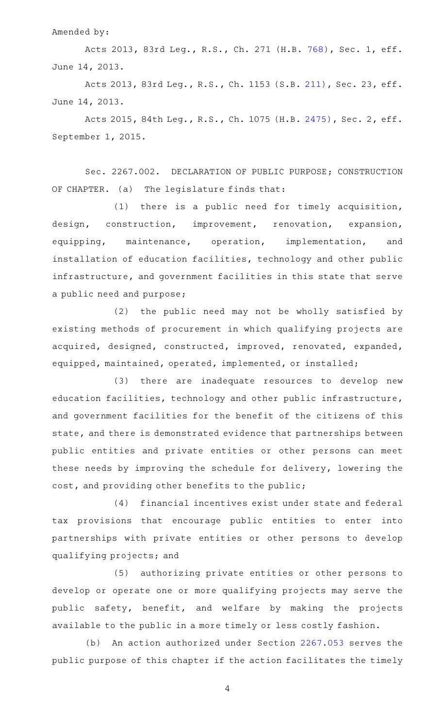Amended by:

Acts 2013, 83rd Leg., R.S., Ch. 271 (H.B. 768), Sec. 1, eff. June 14, 2013.

Acts 2013, 83rd Leg., R.S., Ch. 1153 (S.B. 211), Sec. 23, eff. June 14, 2013.

Acts 2015, 84th Leg., R.S., Ch. 1075 (H.B. 2475), Sec. 2, eff. September 1, 2015.

Sec. 2267.002. DECLARATION OF PUBLIC PURPOSE; CONSTRUCTION OF CHAPTER. (a) The legislature finds that:

(1) there is a public need for timely acquisition, design, construction, improvement, renovation, expansion, equipping, maintenance, operation, implementation, and installation of education facilities, technology and other public infrastructure, and government facilities in this state that serve a public need and purpose;

(2) the public need may not be wholly satisfied by existing methods of procurement in which qualifying projects are acquired, designed, constructed, improved, renovated, expanded, equipped, maintained, operated, implemented, or installed;

(3) there are inadequate resources to develop new education facilities, technology and other public infrastructure, and government facilities for the benefit of the citizens of this state, and there is demonstrated evidence that partnerships between public entities and private entities or other persons can meet these needs by improving the schedule for delivery, lowering the cost, and providing other benefits to the public;

(4) financial incentives exist under state and federal tax provisions that encourage public entities to enter into partnerships with private entities or other persons to develop qualifying projects; and

(5) authorizing private entities or other persons to develop or operate one or more qualifying projects may serve the public safety, benefit, and welfare by making the projects available to the public in a more timely or less costly fashion.

(b) An action authorized under Section 2267.053 serves the public purpose of this chapter if the action facilitates the timely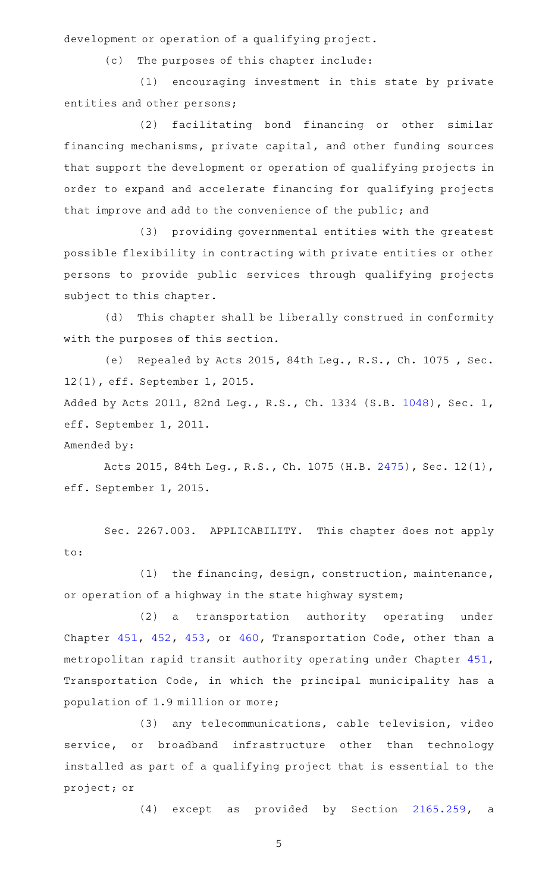development or operation of a qualifying project.

(c) The purposes of this chapter include:

(1) encouraging investment in this state by private entities and other persons;

(2) facilitating bond financing or other similar financing mechanisms, private capital, and other funding sources that support the development or operation of qualifying projects in order to expand and accelerate financing for qualifying projects that improve and add to the convenience of the public; and

(3) providing governmental entities with the greatest possible flexibility in contracting with private entities or other persons to provide public services through qualifying projects subject to this chapter.

(d) This chapter shall be liberally construed in conformity with the purposes of this section.

(e) Repealed by Acts 2015, 84th Leg., R.S., Ch. 1075 , Sec. 12(1), eff. September 1, 2015.

Added by Acts 2011, 82nd Leg., R.S., Ch. 1334 (S.B. 1048), Sec. 1, eff. September 1, 2011.

Amended by:

Acts 2015, 84th Leg., R.S., Ch. 1075 (H.B. 2475), Sec. 12(1), eff. September 1, 2015.

Sec. 2267.003. APPLICABILITY. This chapter does not apply to:

(1) the financing, design, construction, maintenance, or operation of a highway in the state highway system;

(2) a transportation authority operating under Chapter 451, 452, 453, or 460, Transportation Code, other than a metropolitan rapid transit authority operating under Chapter 451, Transportation Code, in which the principal municipality has a population of 1.9 million or more;

(3) any telecommunications, cable television, video service, or broadband infrastructure other than technology installed as part of a qualifying project that is essential to the project; or

(4) except as provided by Section 2165.259, a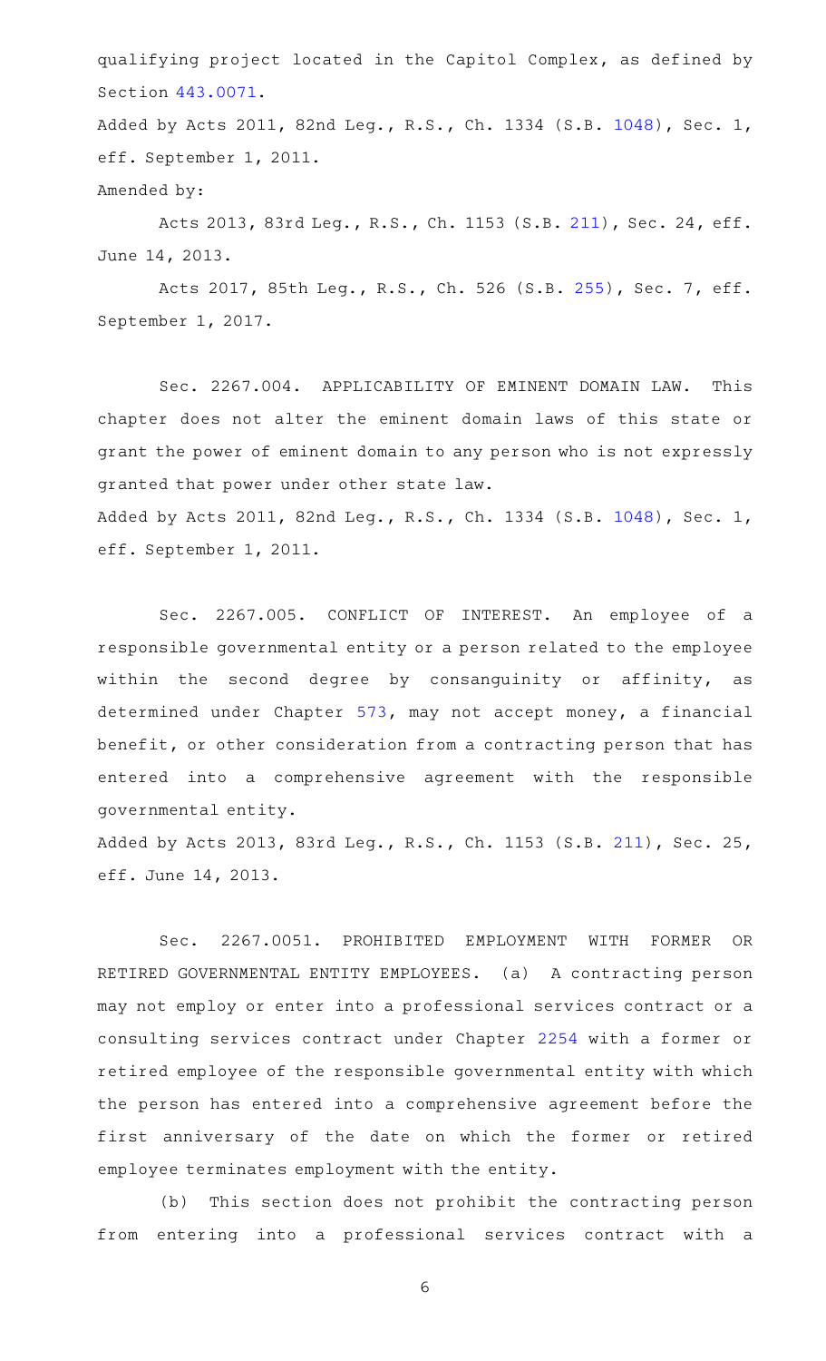qualifying project located in the Capitol Complex, as defined by Section 443.0071.

Added by Acts 2011, 82nd Leg., R.S., Ch. 1334 (S.B. 1048), Sec. 1, eff. September 1, 2011.

Amended by:

Acts 2013, 83rd Leg., R.S., Ch. 1153 (S.B. 211), Sec. 24, eff. June 14, 2013.

Acts 2017, 85th Leg., R.S., Ch. 526 (S.B. 255), Sec. 7, eff. September 1, 2017.

Sec. 2267.004. APPLICABILITY OF EMINENT DOMAIN LAW. This chapter does not alter the eminent domain laws of this state or grant the power of eminent domain to any person who is not expressly granted that power under other state law.

Added by Acts 2011, 82nd Leg., R.S., Ch. 1334 (S.B. 1048), Sec. 1, eff. September 1, 2011.

Sec. 2267.005. CONFLICT OF INTEREST. An employee of a responsible governmental entity or a person related to the employee within the second degree by consanguinity or affinity, as determined under Chapter 573, may not accept money, a financial benefit, or other consideration from a contracting person that has entered into a comprehensive agreement with the responsible governmental entity.

Added by Acts 2013, 83rd Leg., R.S., Ch. 1153 (S.B. 211), Sec. 25, eff. June 14, 2013.

Sec. 2267.0051. PROHIBITED EMPLOYMENT WITH FORMER OR RETIRED GOVERNMENTAL ENTITY EMPLOYEES. (a) A contracting person may not employ or enter into a professional services contract or a consulting services contract under Chapter 2254 with a former or retired employee of the responsible governmental entity with which the person has entered into a comprehensive agreement before the first anniversary of the date on which the former or retired employee terminates employment with the entity.

(b) This section does not prohibit the contracting person from entering into a professional services contract with a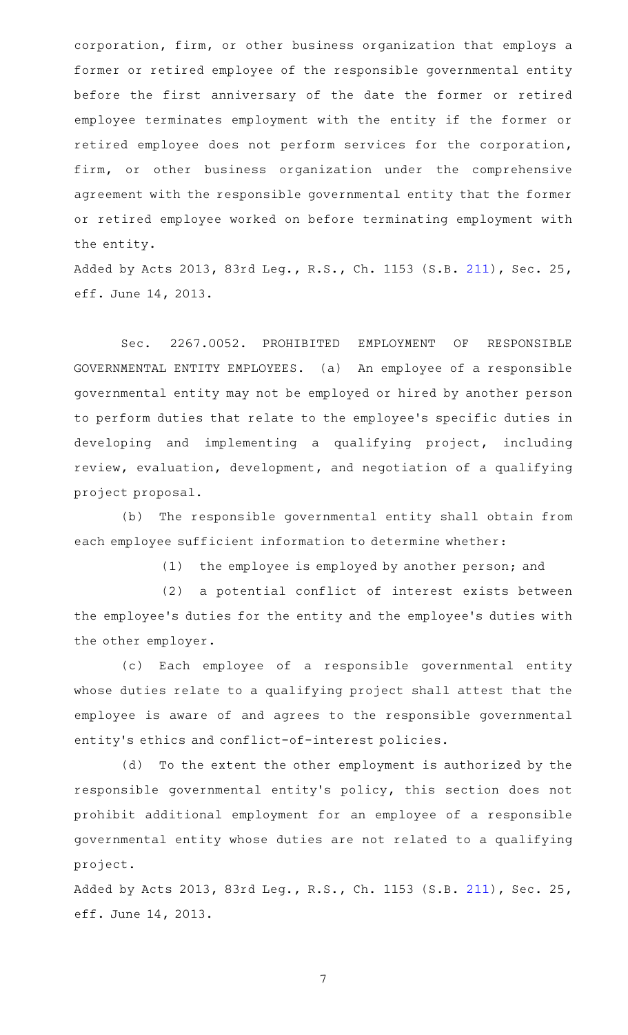corporation, firm, or other business organization that employs a former or retired employee of the responsible governmental entity before the first anniversary of the date the former or retired employee terminates employment with the entity if the former or retired employee does not perform services for the corporation, firm, or other business organization under the comprehensive agreement with the responsible governmental entity that the former or retired employee worked on before terminating employment with the entity.

Added by Acts 2013, 83rd Leg., R.S., Ch. 1153 (S.B. 211), Sec. 25, eff. June 14, 2013.

Sec. 2267.0052. PROHIBITED EMPLOYMENT OF RESPONSIBLE GOVERNMENTAL ENTITY EMPLOYEES. (a) An employee of a responsible governmental entity may not be employed or hired by another person to perform duties that relate to the employee's specific duties in developing and implementing a qualifying project, including review, evaluation, development, and negotiation of a qualifying project proposal.

(b) The responsible governmental entity shall obtain from each employee sufficient information to determine whether:

(1) the employee is employed by another person; and

(2) a potential conflict of interest exists between the employee's duties for the entity and the employee's duties with the other employer.

(c) Each employee of a responsible governmental entity whose duties relate to a qualifying project shall attest that the employee is aware of and agrees to the responsible governmental entity's ethics and conflict-of-interest policies.

(d) To the extent the other employment is authorized by the responsible governmental entity's policy, this section does not prohibit additional employment for an employee of a responsible governmental entity whose duties are not related to a qualifying project.

Added by Acts 2013, 83rd Leg., R.S., Ch. 1153 (S.B. 211), Sec. 25, eff. June 14, 2013.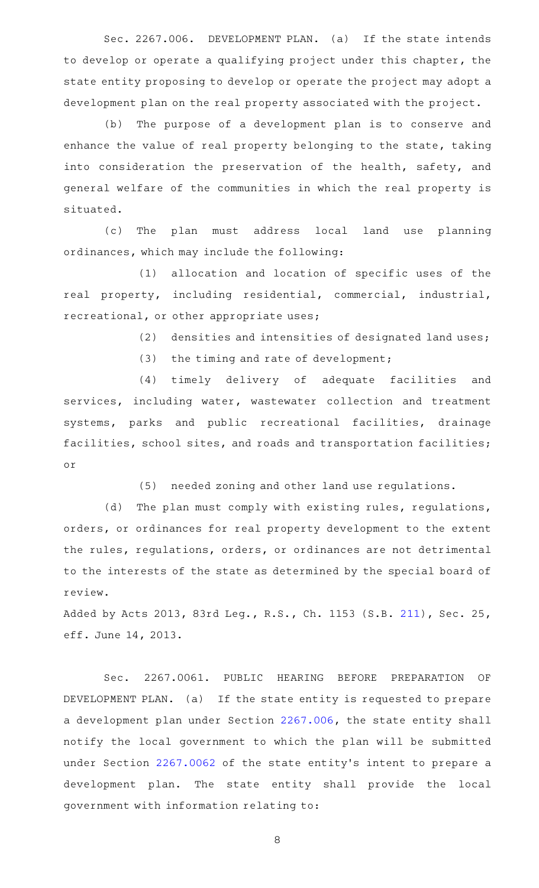Sec. 2267.006. DEVELOPMENT PLAN. (a) If the state intends to develop or operate a qualifying project under this chapter, the state entity proposing to develop or operate the project may adopt a development plan on the real property associated with the project.

(b) The purpose of a development plan is to conserve and enhance the value of real property belonging to the state, taking into consideration the preservation of the health, safety, and general welfare of the communities in which the real property is situated.

(c) The plan must address local land use planning ordinances, which may include the following:

(1) allocation and location of specific uses of the real property, including residential, commercial, industrial, recreational, or other appropriate uses;

(2) densities and intensities of designated land uses;

(3) the timing and rate of development;

(4) timely delivery of adequate facilities and services, including water, wastewater collection and treatment systems, parks and public recreational facilities, drainage facilities, school sites, and roads and transportation facilities; or

(5) needed zoning and other land use regulations.

(d) The plan must comply with existing rules, regulations, orders, or ordinances for real property development to the extent the rules, regulations, orders, or ordinances are not detrimental to the interests of the state as determined by the special board of review.

Added by Acts 2013, 83rd Leg., R.S., Ch. 1153 (S.B. 211), Sec. 25, eff. June 14, 2013.

Sec. 2267.0061. PUBLIC HEARING BEFORE PREPARATION OF DEVELOPMENT PLAN. (a) If the state entity is requested to prepare a development plan under Section 2267.006, the state entity shall notify the local government to which the plan will be submitted under Section 2267.0062 of the state entity's intent to prepare a development plan. The state entity shall provide the local government with information relating to: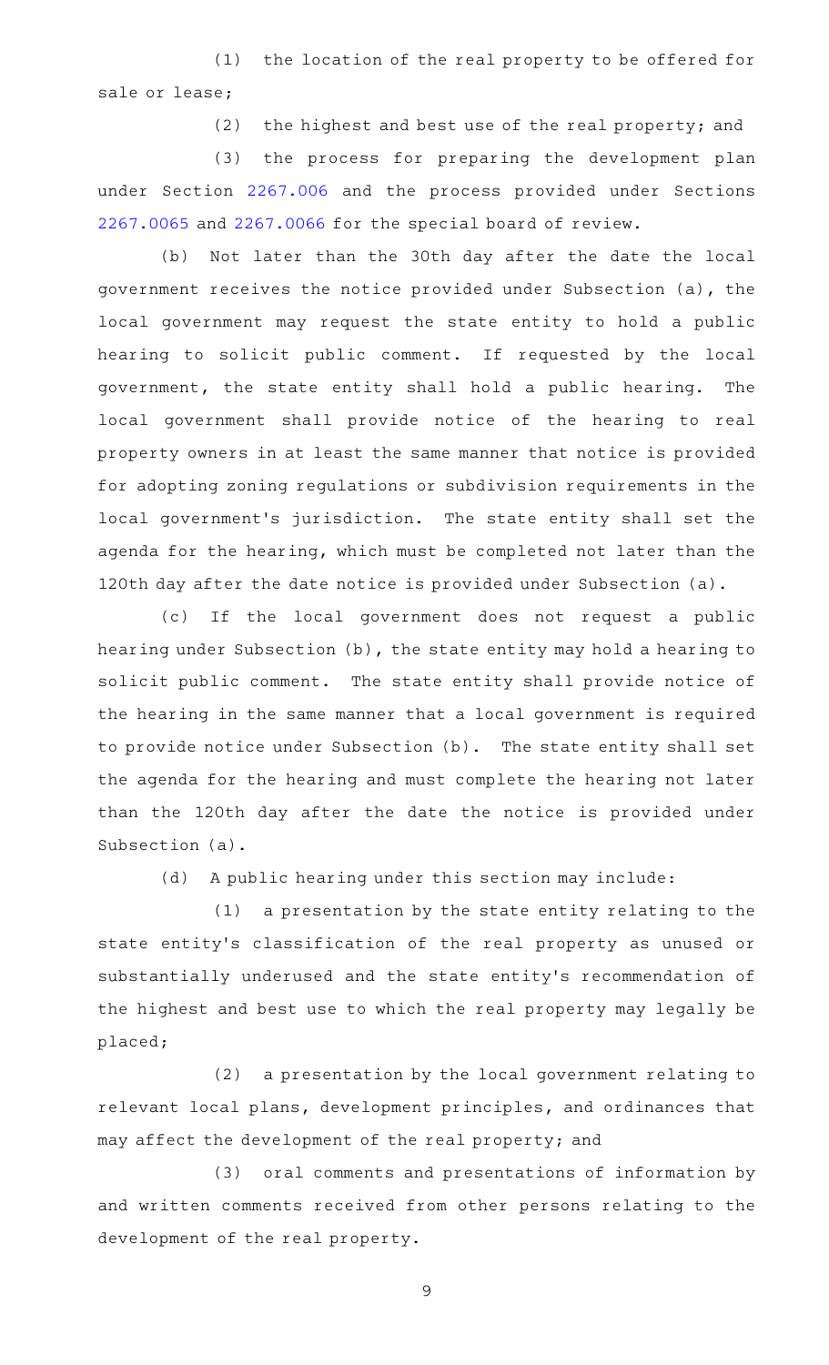(1) the location of the real property to be offered for sale or lease;

(2) the highest and best use of the real property; and

(3) the process for preparing the development plan under Section 2267.006 and the process provided under Sections 2267.0065 and 2267.0066 for the special board of review.

(b) Not later than the 30th day after the date the local government receives the notice provided under Subsection (a), the local government may request the state entity to hold a public hearing to solicit public comment. If requested by the local government, the state entity shall hold a public hearing. The local government shall provide notice of the hearing to real property owners in at least the same manner that notice is provided for adopting zoning regulations or subdivision requirements in the local government's jurisdiction. The state entity shall set the agenda for the hearing, which must be completed not later than the 120th day after the date notice is provided under Subsection (a).

(c) If the local government does not request a public hearing under Subsection (b), the state entity may hold a hearing to solicit public comment. The state entity shall provide notice of the hearing in the same manner that a local government is required to provide notice under Subsection (b). The state entity shall set the agenda for the hearing and must complete the hearing not later than the 120th day after the date the notice is provided under Subsection (a).

(d) A public hearing under this section may include:

(1) a presentation by the state entity relating to the state entity's classification of the real property as unused or substantially underused and the state entity's recommendation of the highest and best use to which the real property may legally be placed;

(2) a presentation by the local government relating to relevant local plans, development principles, and ordinances that may affect the development of the real property; and

(3) oral comments and presentations of information by and written comments received from other persons relating to the development of the real property.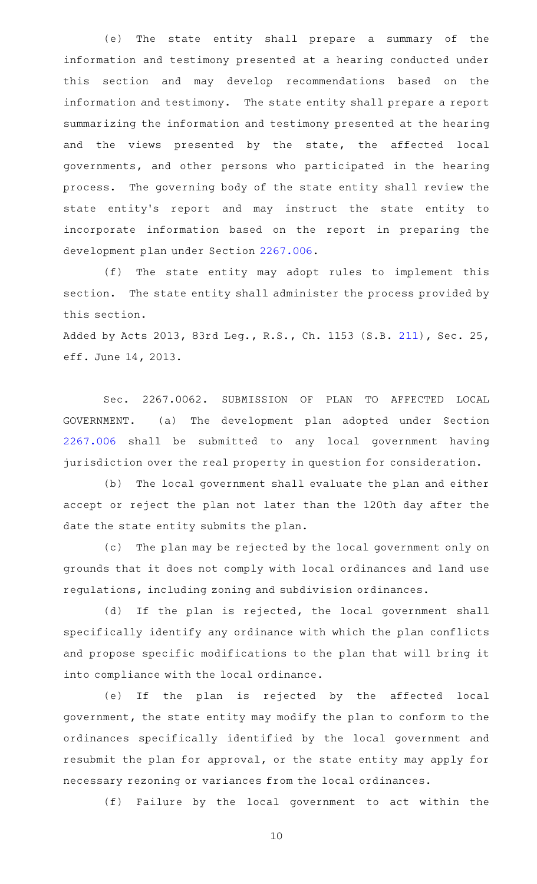(e) The state entity shall prepare a summary of the information and testimony presented at a hearing conducted under this section and may develop recommendations based on the information and testimony. The state entity shall prepare a report summarizing the information and testimony presented at the hearing and the views presented by the state, the affected local governments, and other persons who participated in the hearing process. The governing body of the state entity shall review the state entity's report and may instruct the state entity to incorporate information based on the report in preparing the development plan under Section 2267.006.

(f) The state entity may adopt rules to implement this section. The state entity shall administer the process provided by this section.

Added by Acts 2013, 83rd Leg., R.S., Ch. 1153 (S.B. 211), Sec. 25, eff. June 14, 2013.

Sec. 2267.0062. SUBMISSION OF PLAN TO AFFECTED LOCAL GOVERNMENT. (a) The development plan adopted under Section 2267.006 shall be submitted to any local government having jurisdiction over the real property in question for consideration.

(b) The local government shall evaluate the plan and either accept or reject the plan not later than the 120th day after the date the state entity submits the plan.

(c) The plan may be rejected by the local government only on grounds that it does not comply with local ordinances and land use regulations, including zoning and subdivision ordinances.

(d) If the plan is rejected, the local government shall specifically identify any ordinance with which the plan conflicts and propose specific modifications to the plan that will bring it into compliance with the local ordinance.

(e) If the plan is rejected by the affected local government, the state entity may modify the plan to conform to the ordinances specifically identified by the local government and resubmit the plan for approval, or the state entity may apply for necessary rezoning or variances from the local ordinances.

(f) Failure by the local government to act within the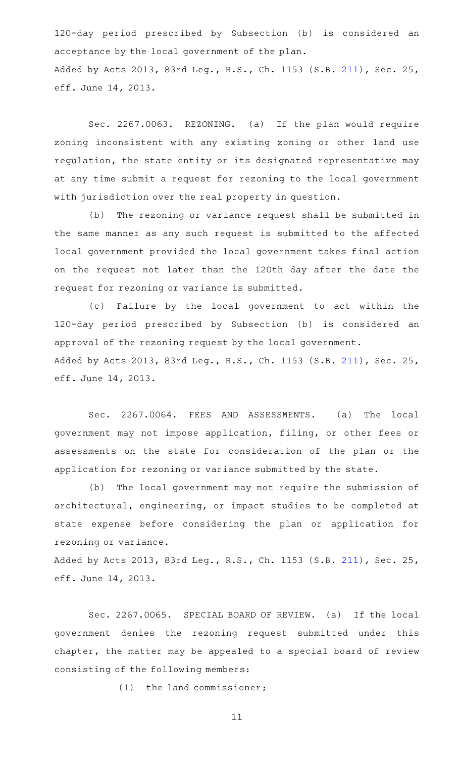120-day period prescribed by Subsection (b) is considered an acceptance by the local government of the plan.

Added by Acts 2013, 83rd Leg., R.S., Ch. 1153 (S.B. 211), Sec. 25, eff. June 14, 2013.

Sec. 2267.0063. REZONING. (a) If the plan would require zoning inconsistent with any existing zoning or other land use regulation, the state entity or its designated representative may at any time submit a request for rezoning to the local government with jurisdiction over the real property in question.

(b) The rezoning or variance request shall be submitted in the same manner as any such request is submitted to the affected local government provided the local government takes final action on the request not later than the 120th day after the date the request for rezoning or variance is submitted.

(c) Failure by the local government to act within the 120-day period prescribed by Subsection (b) is considered an approval of the rezoning request by the local government.

Added by Acts 2013, 83rd Leg., R.S., Ch. 1153 (S.B. 211), Sec. 25, eff. June 14, 2013.

Sec. 2267.0064. FEES AND ASSESSMENTS. (a) The local government may not impose application, filing, or other fees or assessments on the state for consideration of the plan or the application for rezoning or variance submitted by the state.

(b) The local government may not require the submission of architectural, engineering, or impact studies to be completed at state expense before considering the plan or application for rezoning or variance.

Added by Acts 2013, 83rd Leg., R.S., Ch. 1153 (S.B. 211), Sec. 25, eff. June 14, 2013.

Sec. 2267.0065. SPECIAL BOARD OF REVIEW. (a) If the local government denies the rezoning request submitted under this chapter, the matter may be appealed to a special board of review consisting of the following members:

(1) the land commissioner;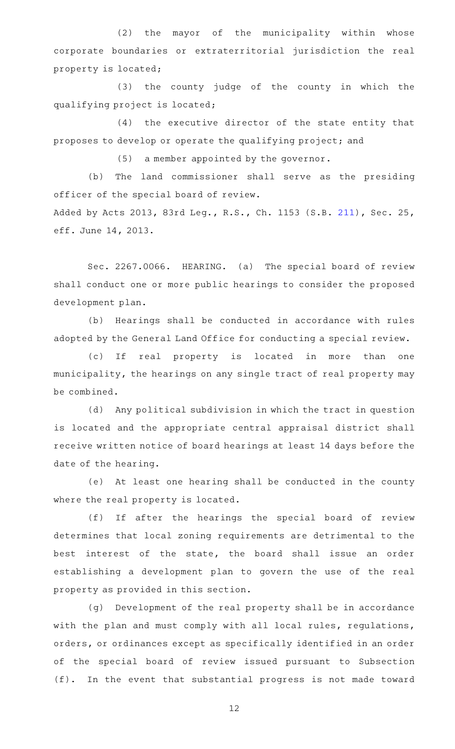(2) the mayor of the municipality within whose corporate boundaries or extraterritorial jurisdiction the real property is located;

(3) the county judge of the county in which the qualifying project is located;

(4) the executive director of the state entity that proposes to develop or operate the qualifying project; and

(5) a member appointed by the governor.

(b) The land commissioner shall serve as the presiding officer of the special board of review.

Added by Acts 2013, 83rd Leg., R.S., Ch. 1153 (S.B. 211), Sec. 25, eff. June 14, 2013.

Sec. 2267.0066. HEARING. (a) The special board of review shall conduct one or more public hearings to consider the proposed development plan.

(b) Hearings shall be conducted in accordance with rules adopted by the General Land Office for conducting a special review.

(c) If real property is located in more than one municipality, the hearings on any single tract of real property may be combined.

(d) Any political subdivision in which the tract in question is located and the appropriate central appraisal district shall receive written notice of board hearings at least 14 days before the date of the hearing.

(e) At least one hearing shall be conducted in the county where the real property is located.

(f) If after the hearings the special board of review determines that local zoning requirements are detrimental to the best interest of the state, the board shall issue an order establishing a development plan to govern the use of the real property as provided in this section.

(g) Development of the real property shall be in accordance with the plan and must comply with all local rules, regulations, orders, or ordinances except as specifically identified in an order of the special board of review issued pursuant to Subsection (f). In the event that substantial progress is not made toward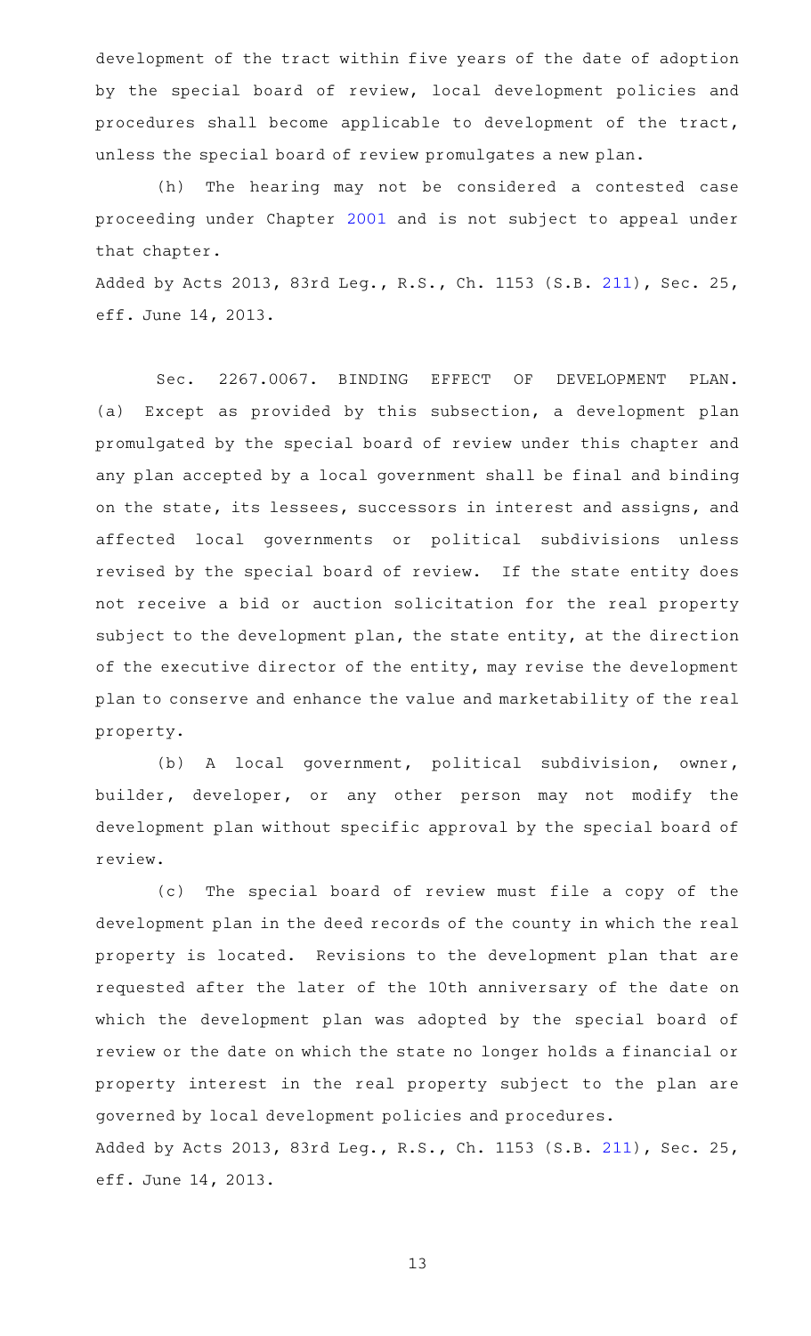development of the tract within five years of the date of adoption by the special board of review, local development policies and procedures shall become applicable to development of the tract, unless the special board of review promulgates a new plan.

(h) The hearing may not be considered a contested case proceeding under Chapter 2001 and is not subject to appeal under that chapter.

Added by Acts 2013, 83rd Leg., R.S., Ch. 1153 (S.B. 211), Sec. 25, eff. June 14, 2013.

Sec. 2267.0067. BINDING EFFECT OF DEVELOPMENT PLAN. (a) Except as provided by this subsection, a development plan promulgated by the special board of review under this chapter and any plan accepted by a local government shall be final and binding on the state, its lessees, successors in interest and assigns, and affected local governments or political subdivisions unless revised by the special board of review. If the state entity does not receive a bid or auction solicitation for the real property subject to the development plan, the state entity, at the direction of the executive director of the entity, may revise the development plan to conserve and enhance the value and marketability of the real property.

(b) A local government, political subdivision, owner, builder, developer, or any other person may not modify the development plan without specific approval by the special board of review.

(c) The special board of review must file a copy of the development plan in the deed records of the county in which the real property is located. Revisions to the development plan that are requested after the later of the 10th anniversary of the date on which the development plan was adopted by the special board of review or the date on which the state no longer holds a financial or property interest in the real property subject to the plan are governed by local development policies and procedures.

Added by Acts 2013, 83rd Leg., R.S., Ch. 1153 (S.B. 211), Sec. 25, eff. June 14, 2013.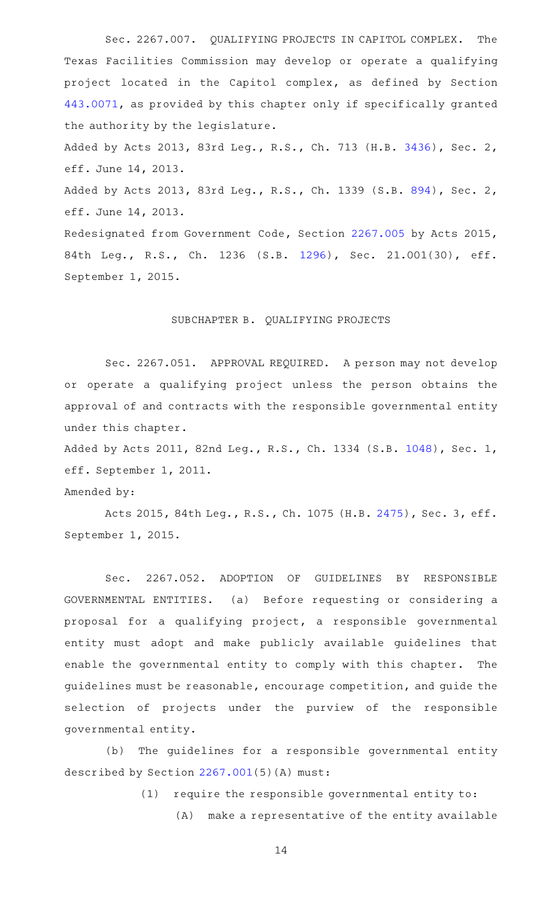Sec. 2267.007. QUALIFYING PROJECTS IN CAPITOL COMPLEX. The Texas Facilities Commission may develop or operate a qualifying project located in the Capitol complex, as defined by Section 443.0071, as provided by this chapter only if specifically granted the authority by the legislature.

Added by Acts 2013, 83rd Leg., R.S., Ch. 713 (H.B. 3436), Sec. 2, eff. June 14, 2013.

Added by Acts 2013, 83rd Leg., R.S., Ch. 1339 (S.B. 894), Sec. 2, eff. June 14, 2013.

Redesignated from Government Code, Section 2267.005 by Acts 2015, 84th Leg., R.S., Ch. 1236 (S.B. 1296), Sec. 21.001(30), eff. September 1, 2015.

## SUBCHAPTER B. QUALIFYING PROJECTS

Sec. 2267.051. APPROVAL REQUIRED. A person may not develop or operate a qualifying project unless the person obtains the approval of and contracts with the responsible governmental entity under this chapter.

Added by Acts 2011, 82nd Leg., R.S., Ch. 1334 (S.B. 1048), Sec. 1, eff. September 1, 2011.

Amended by:

Acts 2015, 84th Leg., R.S., Ch. 1075 (H.B. 2475), Sec. 3, eff. September 1, 2015.

Sec. 2267.052. ADOPTION OF GUIDELINES BY RESPONSIBLE GOVERNMENTAL ENTITIES. (a) Before requesting or considering a proposal for a qualifying project, a responsible governmental entity must adopt and make publicly available guidelines that enable the governmental entity to comply with this chapter. The guidelines must be reasonable, encourage competition, and guide the selection of projects under the purview of the responsible governmental entity.

(b) The guidelines for a responsible governmental entity described by Section 2267.001(5)(A) must:

(1) require the responsible governmental entity to:

(A) make a representative of the entity available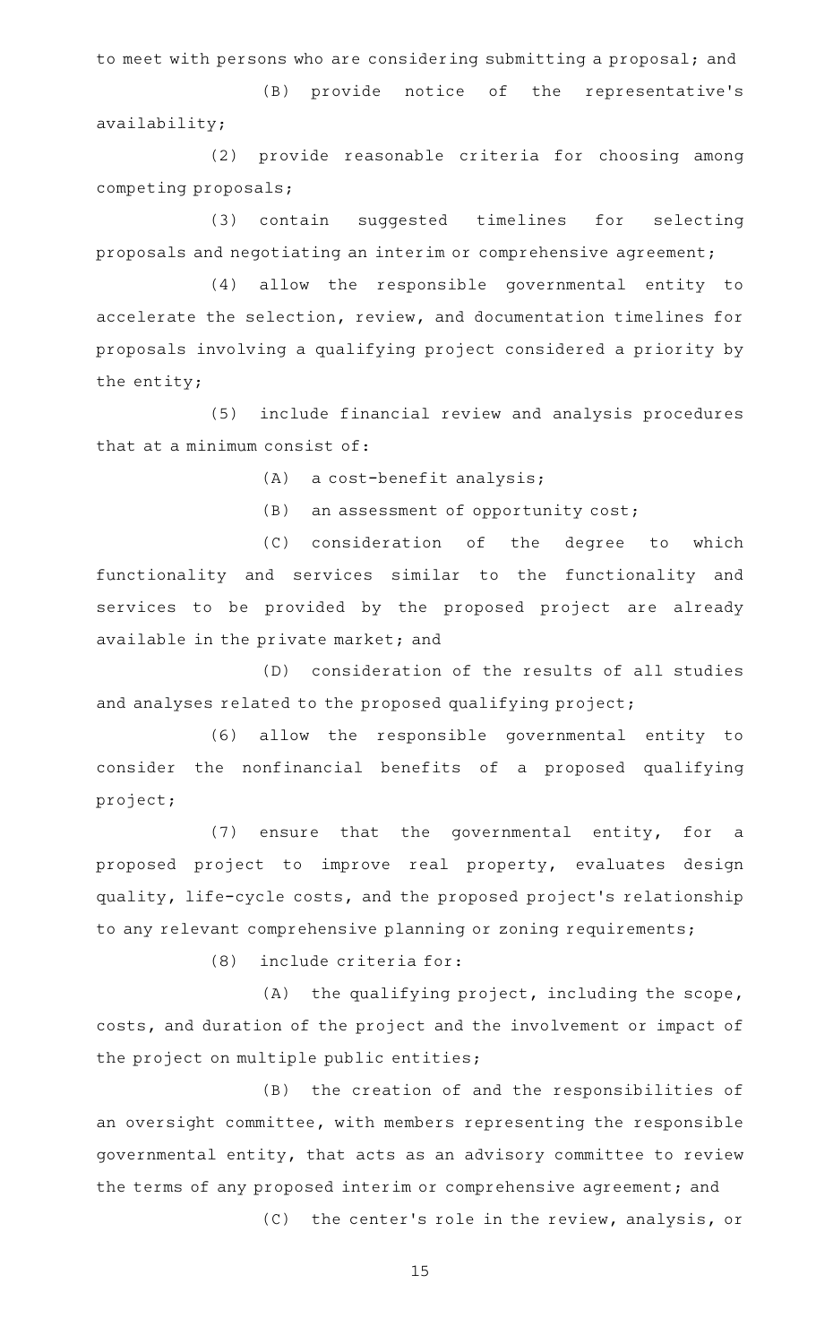to meet with persons who are considering submitting a proposal; and

(B) provide notice of the representative's availability;

(2) provide reasonable criteria for choosing among competing proposals;

(3) contain suggested timelines for selecting proposals and negotiating an interim or comprehensive agreement;

(4) allow the responsible governmental entity to accelerate the selection, review, and documentation timelines for proposals involving a qualifying project considered a priority by the entity;

(5) include financial review and analysis procedures that at a minimum consist of:

(A) a cost-benefit analysis;

(B) an assessment of opportunity cost;

(C) consideration of the degree to which functionality and services similar to the functionality and services to be provided by the proposed project are already available in the private market; and

(D) consideration of the results of all studies and analyses related to the proposed qualifying project;

(6) allow the responsible governmental entity to consider the nonfinancial benefits of a proposed qualifying project;

(7) ensure that the governmental entity, for a proposed project to improve real property, evaluates design quality, life-cycle costs, and the proposed project's relationship to any relevant comprehensive planning or zoning requirements;

(8) include criteria for:

(A) the qualifying project, including the scope, costs, and duration of the project and the involvement or impact of the project on multiple public entities;

(B) the creation of and the responsibilities of an oversight committee, with members representing the responsible governmental entity, that acts as an advisory committee to review the terms of any proposed interim or comprehensive agreement; and

(C) the center's role in the review, analysis, or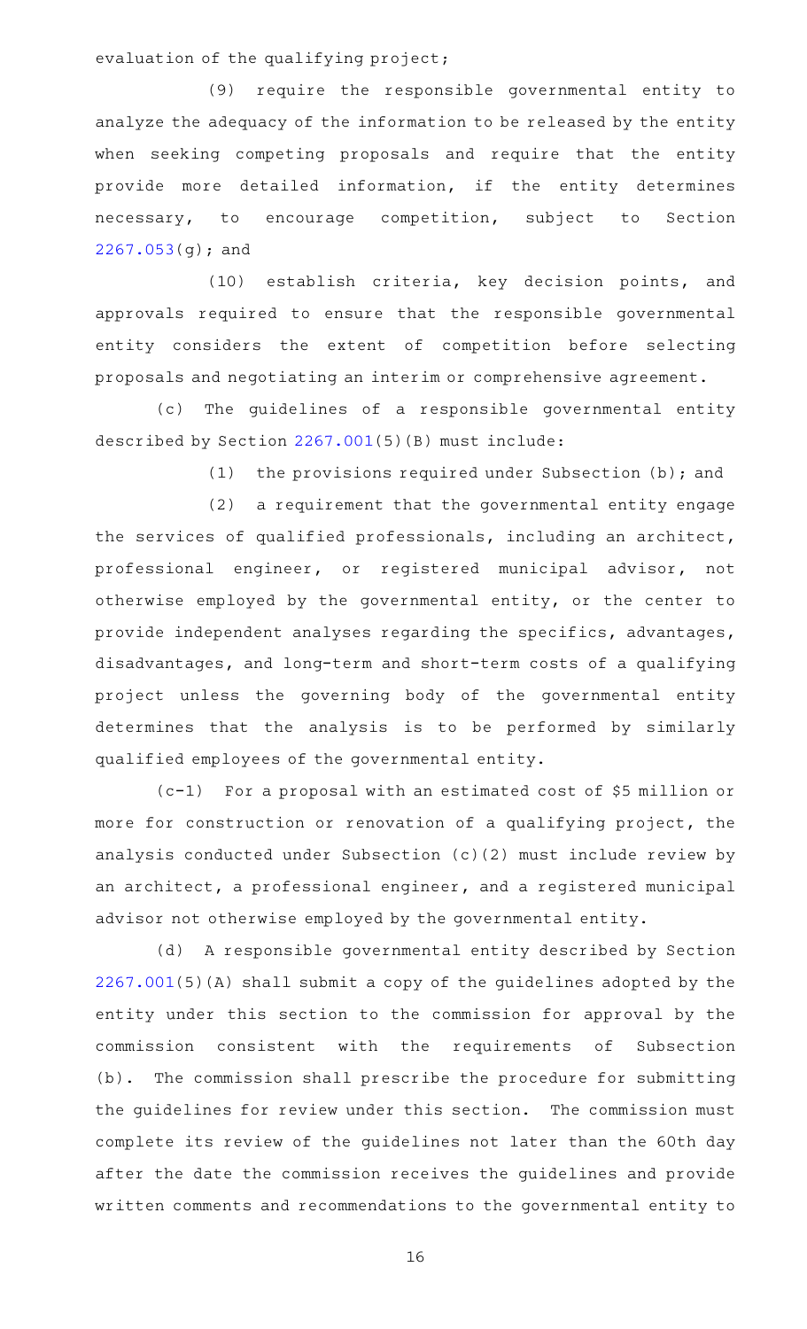evaluation of the qualifying project;

(9) require the responsible governmental entity to analyze the adequacy of the information to be released by the entity when seeking competing proposals and require that the entity provide more detailed information, if the entity determines necessary, to encourage competition, subject to Section 2267.053(g); and

(10) establish criteria, key decision points, and approvals required to ensure that the responsible governmental entity considers the extent of competition before selecting proposals and negotiating an interim or comprehensive agreement.

(c) The guidelines of a responsible governmental entity described by Section 2267.001(5)(B) must include:

(1) the provisions required under Subsection (b); and

(2) a requirement that the governmental entity engage the services of qualified professionals, including an architect, professional engineer, or registered municipal advisor, not otherwise employed by the governmental entity, or the center to provide independent analyses regarding the specifics, advantages, disadvantages, and long-term and short-term costs of a qualifying project unless the governing body of the governmental entity determines that the analysis is to be performed by similarly qualified employees of the governmental entity.

(c-1) For a proposal with an estimated cost of $5 million or more for construction or renovation of a qualifying project, the analysis conducted under Subsection (c)(2) must include review by an architect, a professional engineer, and a registered municipal advisor not otherwise employed by the governmental entity.

(d) A responsible governmental entity described by Section 2267.001(5)(A) shall submit a copy of the guidelines adopted by the entity under this section to the commission for approval by the commission consistent with the requirements of Subsection (b). The commission shall prescribe the procedure for submitting the guidelines for review under this section. The commission must complete its review of the guidelines not later than the 60th day after the date the commission receives the guidelines and provide written comments and recommendations to the governmental entity to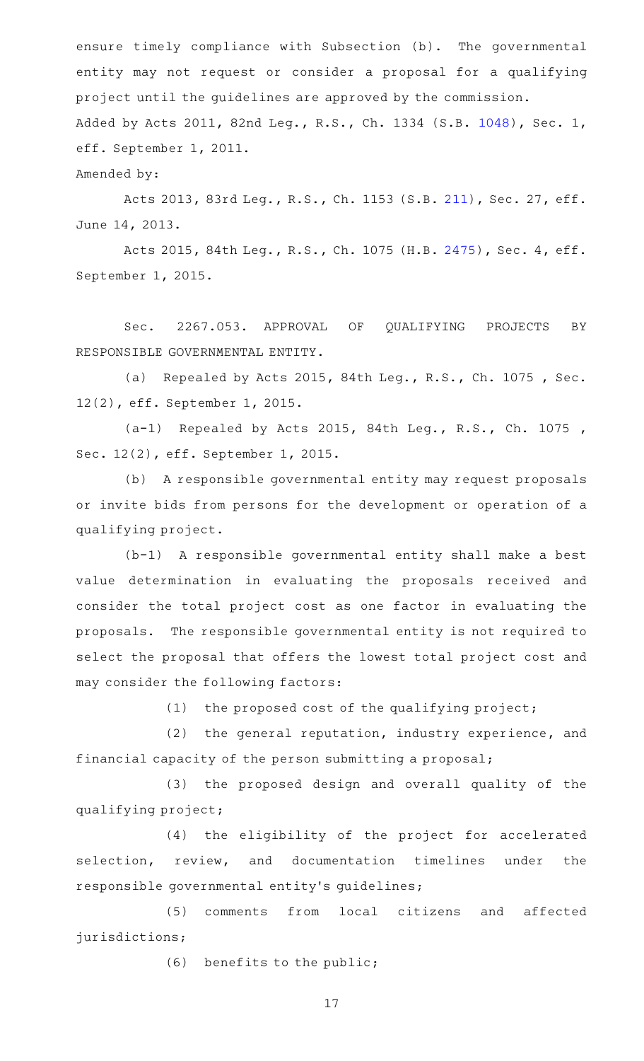ensure timely compliance with Subsection (b). The governmental entity may not request or consider a proposal for a qualifying project until the guidelines are approved by the commission.

Added by Acts 2011, 82nd Leg., R.S., Ch. 1334 (S.B. 1048), Sec. 1, eff. September 1, 2011.

Amended by:

Acts 2013, 83rd Leg., R.S., Ch. 1153 (S.B. 211), Sec. 27, eff. June 14, 2013.

Acts 2015, 84th Leg., R.S., Ch. 1075 (H.B. 2475), Sec. 4, eff. September 1, 2015.

Sec. 2267.053. APPROVAL OF QUALIFYING PROJECTS BY RESPONSIBLE GOVERNMENTAL ENTITY.

(a) Repealed by Acts 2015, 84th Leg., R.S., Ch. 1075 , Sec. 12(2), eff. September 1, 2015.

(a-1) Repealed by Acts 2015, 84th Leg., R.S., Ch. 1075 , Sec. 12(2), eff. September 1, 2015.

(b) A responsible governmental entity may request proposals or invite bids from persons for the development or operation of a qualifying project.

(b-1) A responsible governmental entity shall make a best value determination in evaluating the proposals received and consider the total project cost as one factor in evaluating the proposals. The responsible governmental entity is not required to select the proposal that offers the lowest total project cost and may consider the following factors:

(1) the proposed cost of the qualifying project;

(2) the general reputation, industry experience, and financial capacity of the person submitting a proposal;

(3) the proposed design and overall quality of the qualifying project;

(4) the eligibility of the project for accelerated selection, review, and documentation timelines under the responsible governmental entity's guidelines;

(5) comments from local citizens and affected jurisdictions;

(6) benefits to the public;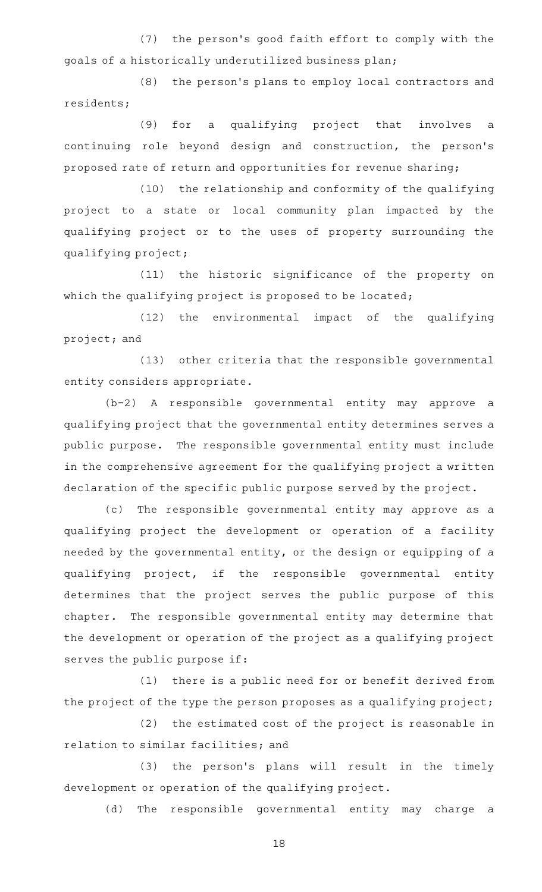(7) the person's good faith effort to comply with the goals of a historically underutilized business plan;

(8) the person's plans to employ local contractors and residents;

(9) for a qualifying project that involves a continuing role beyond design and construction, the person's proposed rate of return and opportunities for revenue sharing;

(10) the relationship and conformity of the qualifying project to a state or local community plan impacted by the qualifying project or to the uses of property surrounding the qualifying project;

(11) the historic significance of the property on which the qualifying project is proposed to be located;

(12) the environmental impact of the qualifying project; and

(13) other criteria that the responsible governmental entity considers appropriate.

(b-2) A responsible governmental entity may approve a qualifying project that the governmental entity determines serves a public purpose. The responsible governmental entity must include in the comprehensive agreement for the qualifying project a written declaration of the specific public purpose served by the project.

(c) The responsible governmental entity may approve as a qualifying project the development or operation of a facility needed by the governmental entity, or the design or equipping of a qualifying project, if the responsible governmental entity determines that the project serves the public purpose of this chapter. The responsible governmental entity may determine that the development or operation of the project as a qualifying project serves the public purpose if:

(1) there is a public need for or benefit derived from the project of the type the person proposes as a qualifying project;

(2) the estimated cost of the project is reasonable in relation to similar facilities; and

(3) the person's plans will result in the timely development or operation of the qualifying project.

(d) The responsible governmental entity may charge a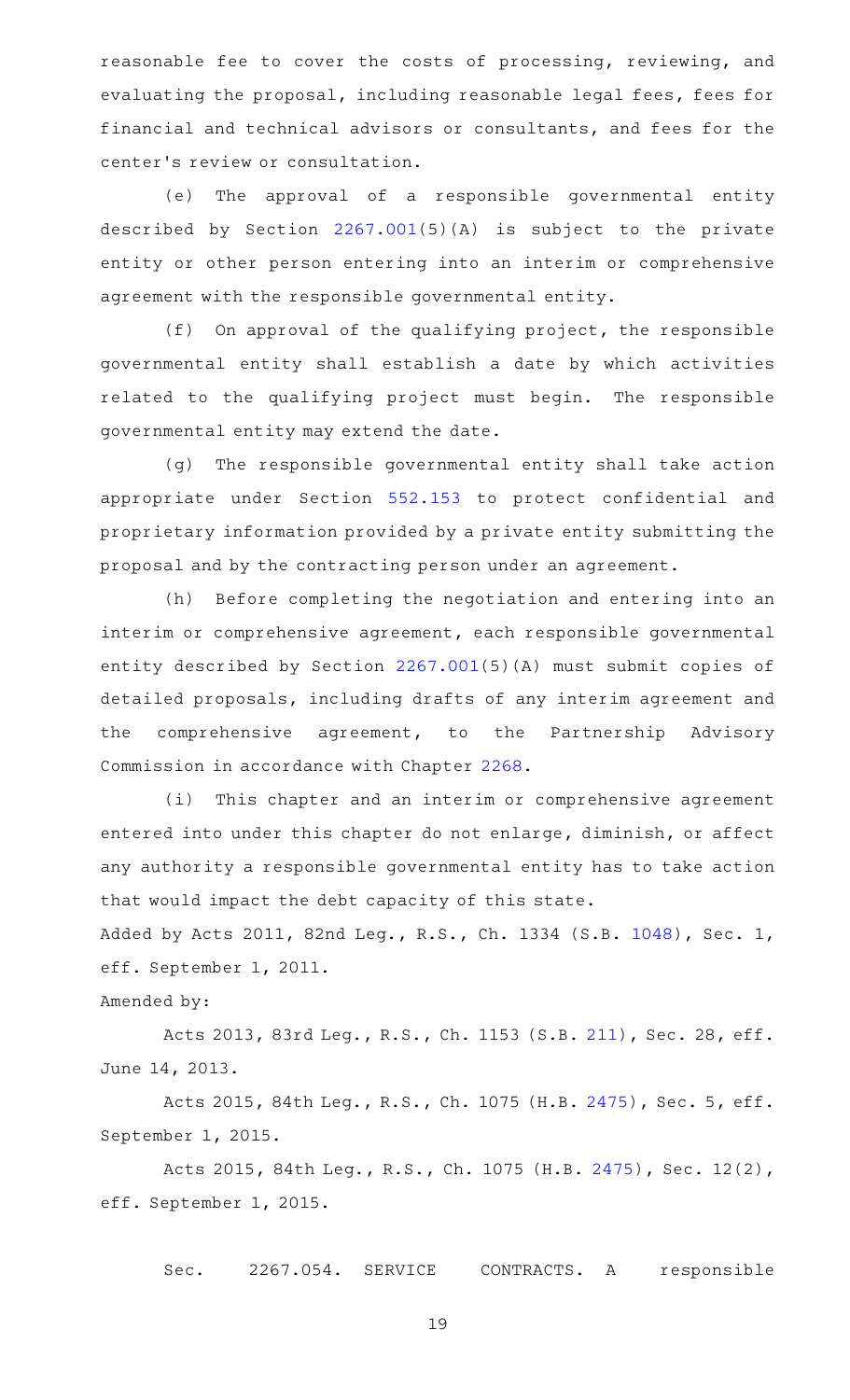reasonable fee to cover the costs of processing, reviewing, and evaluating the proposal, including reasonable legal fees, fees for financial and technical advisors or consultants, and fees for the center's review or consultation.

(e) The approval of a responsible governmental entity described by Section 2267.001(5)(A) is subject to the private entity or other person entering into an interim or comprehensive agreement with the responsible governmental entity.

(f) On approval of the qualifying project, the responsible governmental entity shall establish a date by which activities related to the qualifying project must begin. The responsible governmental entity may extend the date.

(g) The responsible governmental entity shall take action appropriate under Section 552.153 to protect confidential and proprietary information provided by a private entity submitting the proposal and by the contracting person under an agreement.

(h) Before completing the negotiation and entering into an interim or comprehensive agreement, each responsible governmental entity described by Section 2267.001(5)(A) must submit copies of detailed proposals, including drafts of any interim agreement and the comprehensive agreement, to the Partnership Advisory Commission in accordance with Chapter 2268.

(i) This chapter and an interim or comprehensive agreement entered into under this chapter do not enlarge, diminish, or affect any authority a responsible governmental entity has to take action that would impact the debt capacity of this state.

Added by Acts 2011, 82nd Leg., R.S., Ch. 1334 (S.B. 1048), Sec. 1, eff. September 1, 2011.

Amended by:

Acts 2013, 83rd Leg., R.S., Ch. 1153 (S.B. 211), Sec. 28, eff. June 14, 2013.

Acts 2015, 84th Leg., R.S., Ch. 1075 (H.B. 2475), Sec. 5, eff. September 1, 2015.

Acts 2015, 84th Leg., R.S., Ch. 1075 (H.B. 2475), Sec. 12(2), eff. September 1, 2015.

Sec. 2267.054. SERVICE CONTRACTS. A responsible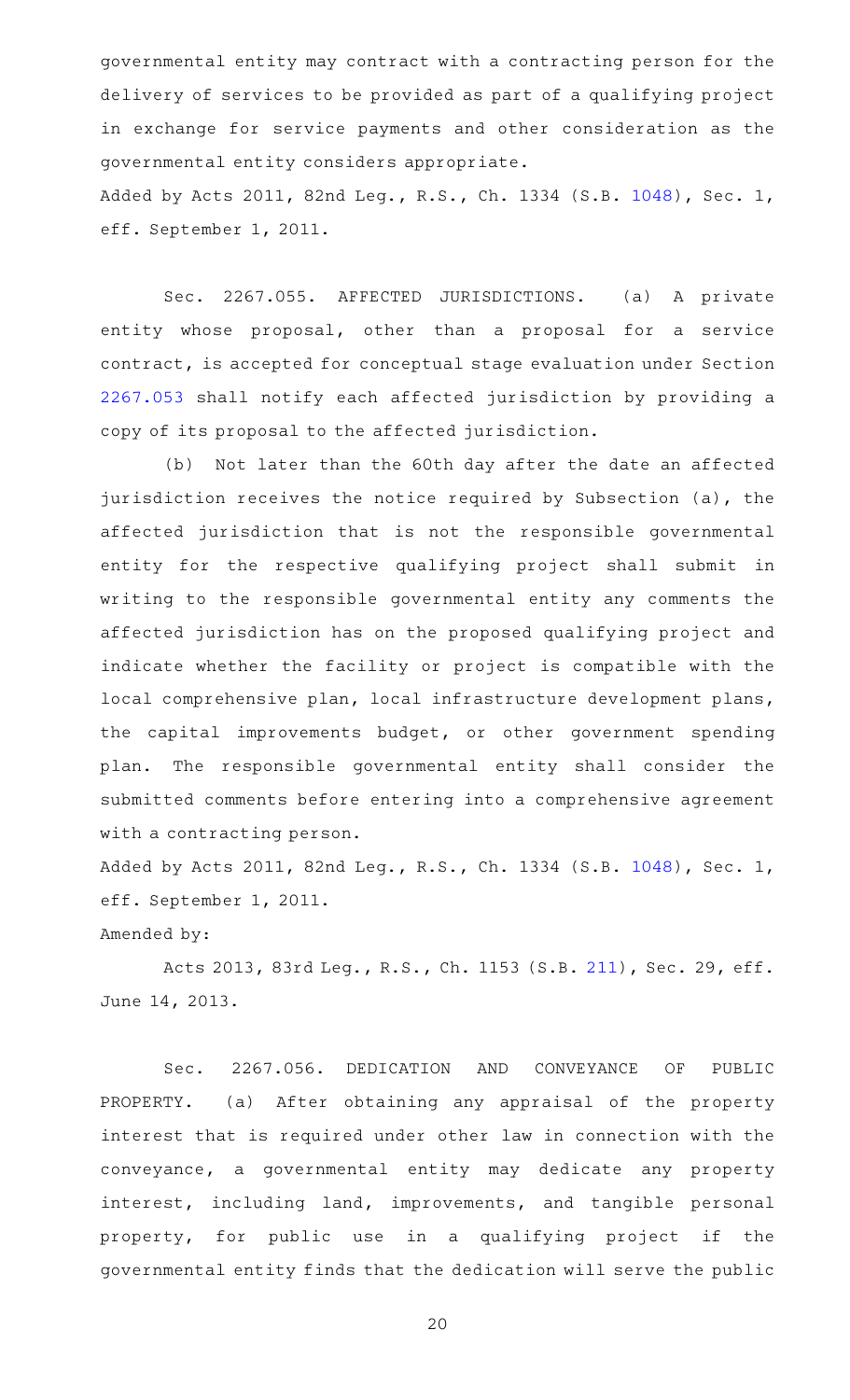governmental entity may contract with a contracting person for the delivery of services to be provided as part of a qualifying project in exchange for service payments and other consideration as the governmental entity considers appropriate.

Added by Acts 2011, 82nd Leg., R.S., Ch. 1334 (S.B. 1048), Sec. 1, eff. September 1, 2011.

Sec. 2267.055. AFFECTED JURISDICTIONS. (a) A private entity whose proposal, other than a proposal for a service contract, is accepted for conceptual stage evaluation under Section 2267.053 shall notify each affected jurisdiction by providing a copy of its proposal to the affected jurisdiction.

(b) Not later than the 60th day after the date an affected jurisdiction receives the notice required by Subsection (a), the affected jurisdiction that is not the responsible governmental entity for the respective qualifying project shall submit in writing to the responsible governmental entity any comments the affected jurisdiction has on the proposed qualifying project and indicate whether the facility or project is compatible with the local comprehensive plan, local infrastructure development plans, the capital improvements budget, or other government spending plan. The responsible governmental entity shall consider the submitted comments before entering into a comprehensive agreement with a contracting person.

Added by Acts 2011, 82nd Leg., R.S., Ch. 1334 (S.B. 1048), Sec. 1, eff. September 1, 2011.

Amended by:

Acts 2013, 83rd Leg., R.S., Ch. 1153 (S.B. 211), Sec. 29, eff. June 14, 2013.

Sec. 2267.056. DEDICATION AND CONVEYANCE OF PUBLIC PROPERTY. (a) After obtaining any appraisal of the property interest that is required under other law in connection with the conveyance, a governmental entity may dedicate any property interest, including land, improvements, and tangible personal property, for public use in a qualifying project if the governmental entity finds that the dedication will serve the public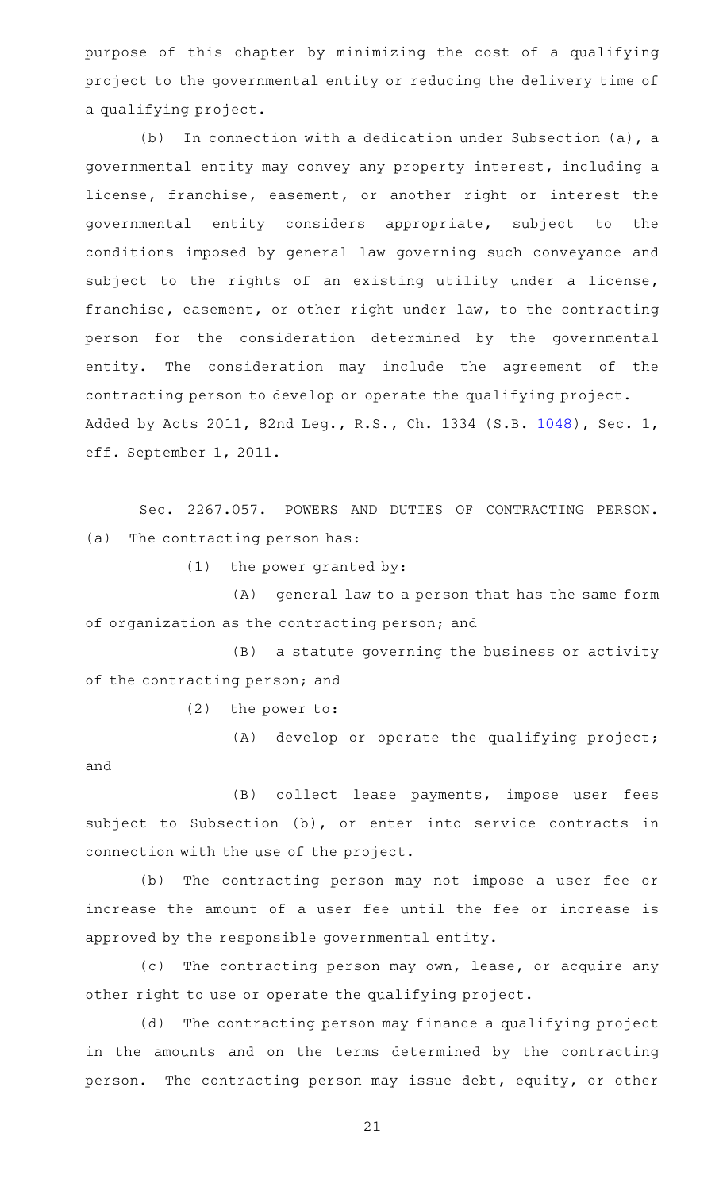purpose of this chapter by minimizing the cost of a qualifying project to the governmental entity or reducing the delivery time of a qualifying project.

(b) In connection with a dedication under Subsection (a), a governmental entity may convey any property interest, including a license, franchise, easement, or another right or interest the governmental entity considers appropriate, subject to the conditions imposed by general law governing such conveyance and subject to the rights of an existing utility under a license, franchise, easement, or other right under law, to the contracting person for the consideration determined by the governmental entity. The consideration may include the agreement of the contracting person to develop or operate the qualifying project.

Added by Acts 2011, 82nd Leg., R.S., Ch. 1334 (S.B. 1048), Sec. 1, eff. September 1, 2011.

Sec. 2267.057. POWERS AND DUTIES OF CONTRACTING PERSON.

(a) The contracting person has:

(1) the power granted by:

(A) general law to a person that has the same form of organization as the contracting person; and

(B) a statute governing the business or activity of the contracting person; and

(2) the power to:

(A) develop or operate the qualifying project; and

(B) collect lease payments, impose user fees subject to Subsection (b), or enter into service contracts in connection with the use of the project.

(b) The contracting person may not impose a user fee or increase the amount of a user fee until the fee or increase is approved by the responsible governmental entity.

(c) The contracting person may own, lease, or acquire any other right to use or operate the qualifying project.

(d) The contracting person may finance a qualifying project in the amounts and on the terms determined by the contracting person. The contracting person may issue debt, equity, or other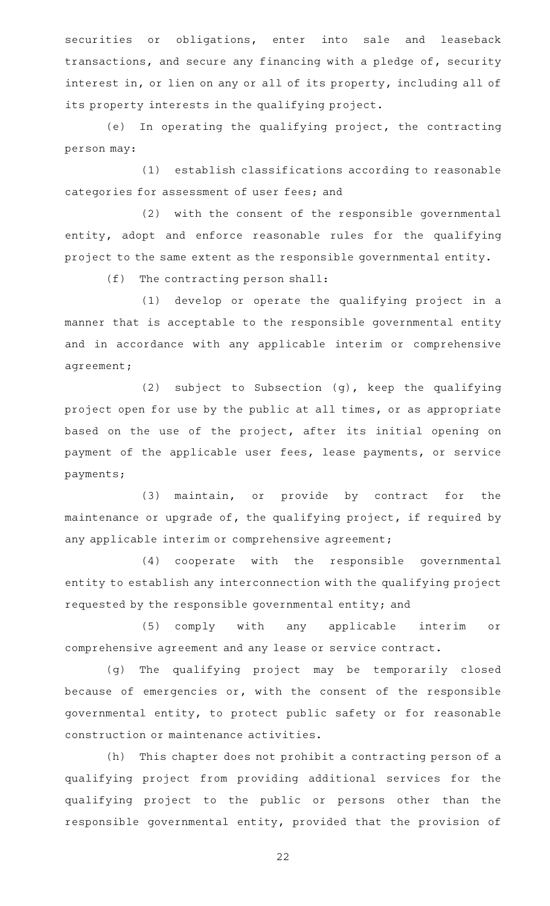securities or obligations, enter into sale and leaseback transactions, and secure any financing with a pledge of, security interest in, or lien on any or all of its property, including all of its property interests in the qualifying project.

(e) In operating the qualifying project, the contracting person may:

(1) establish classifications according to reasonable categories for assessment of user fees; and

(2) with the consent of the responsible governmental entity, adopt and enforce reasonable rules for the qualifying project to the same extent as the responsible governmental entity.

(f) The contracting person shall:

(1) develop or operate the qualifying project in a manner that is acceptable to the responsible governmental entity and in accordance with any applicable interim or comprehensive agreement;

(2) subject to Subsection (g), keep the qualifying project open for use by the public at all times, or as appropriate based on the use of the project, after its initial opening on payment of the applicable user fees, lease payments, or service payments;

(3) maintain, or provide by contract for the maintenance or upgrade of, the qualifying project, if required by any applicable interim or comprehensive agreement;

(4) cooperate with the responsible governmental entity to establish any interconnection with the qualifying project requested by the responsible governmental entity; and

(5) comply with any applicable interim or comprehensive agreement and any lease or service contract.

(g) The qualifying project may be temporarily closed because of emergencies or, with the consent of the responsible governmental entity, to protect public safety or for reasonable construction or maintenance activities.

(h) This chapter does not prohibit a contracting person of a qualifying project from providing additional services for the qualifying project to the public or persons other than the responsible governmental entity, provided that the provision of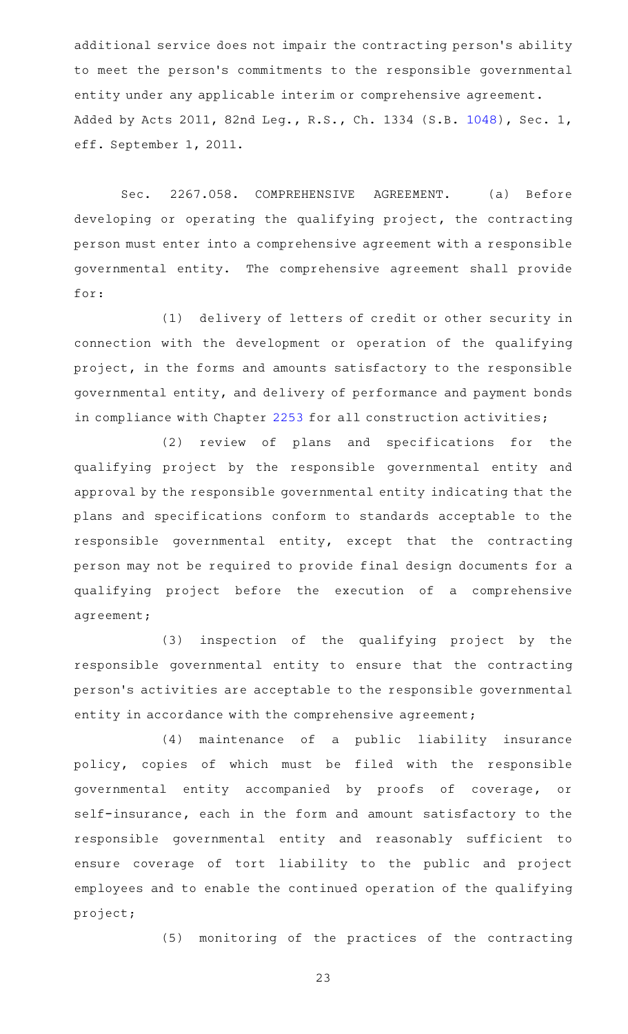additional service does not impair the contracting person's ability to meet the person's commitments to the responsible governmental entity under any applicable interim or comprehensive agreement.

Added by Acts 2011, 82nd Leg., R.S., Ch. 1334 (S.B. 1048), Sec. 1, eff. September 1, 2011.

Sec. 2267.058. COMPREHENSIVE AGREEMENT. (a) Before developing or operating the qualifying project, the contracting person must enter into a comprehensive agreement with a responsible governmental entity. The comprehensive agreement shall provide for:

(1) delivery of letters of credit or other security in connection with the development or operation of the qualifying project, in the forms and amounts satisfactory to the responsible governmental entity, and delivery of performance and payment bonds in compliance with Chapter 2253 for all construction activities;

(2) review of plans and specifications for the qualifying project by the responsible governmental entity and approval by the responsible governmental entity indicating that the plans and specifications conform to standards acceptable to the responsible governmental entity, except that the contracting person may not be required to provide final design documents for a qualifying project before the execution of a comprehensive agreement;

(3) inspection of the qualifying project by the responsible governmental entity to ensure that the contracting person's activities are acceptable to the responsible governmental entity in accordance with the comprehensive agreement;

(4) maintenance of a public liability insurance policy, copies of which must be filed with the responsible governmental entity accompanied by proofs of coverage, or self-insurance, each in the form and amount satisfactory to the responsible governmental entity and reasonably sufficient to ensure coverage of tort liability to the public and project employees and to enable the continued operation of the qualifying project;

(5) monitoring of the practices of the contracting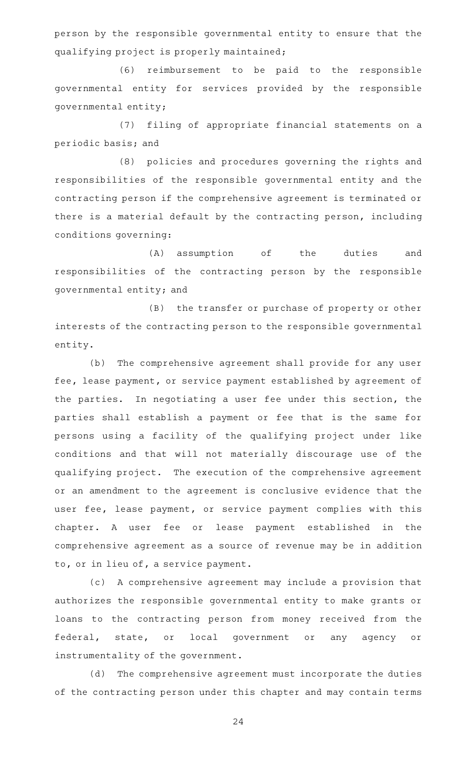person by the responsible governmental entity to ensure that the qualifying project is properly maintained;

(6) reimbursement to be paid to the responsible governmental entity for services provided by the responsible governmental entity;

(7) filing of appropriate financial statements on a periodic basis; and

(8) policies and procedures governing the rights and responsibilities of the responsible governmental entity and the contracting person if the comprehensive agreement is terminated or there is a material default by the contracting person, including conditions governing:

(A) assumption of the duties and responsibilities of the contracting person by the responsible governmental entity; and

(B) the transfer or purchase of property or other interests of the contracting person to the responsible governmental entity.

(b) The comprehensive agreement shall provide for any user fee, lease payment, or service payment established by agreement of the parties. In negotiating a user fee under this section, the parties shall establish a payment or fee that is the same for persons using a facility of the qualifying project under like conditions and that will not materially discourage use of the qualifying project. The execution of the comprehensive agreement or an amendment to the agreement is conclusive evidence that the user fee, lease payment, or service payment complies with this chapter. A user fee or lease payment established in the comprehensive agreement as a source of revenue may be in addition to, or in lieu of, a service payment.

(c) A comprehensive agreement may include a provision that authorizes the responsible governmental entity to make grants or loans to the contracting person from money received from the federal, state, or local government or any agency or instrumentality of the government.

(d) The comprehensive agreement must incorporate the duties of the contracting person under this chapter and may contain terms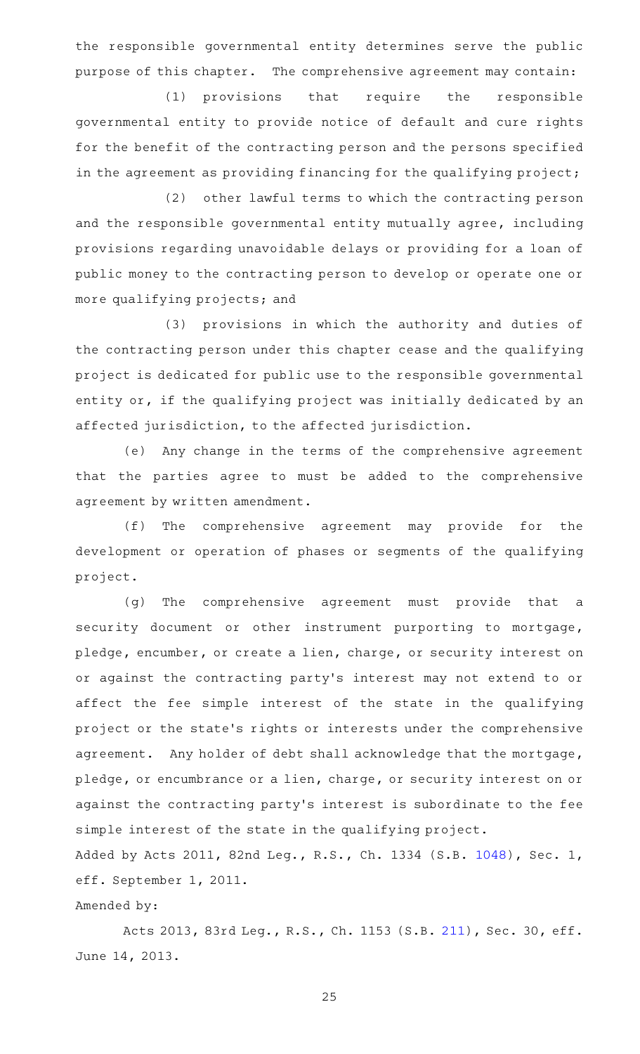the responsible governmental entity determines serve the public purpose of this chapter. The comprehensive agreement may contain:

(1) provisions that require the responsible governmental entity to provide notice of default and cure rights for the benefit of the contracting person and the persons specified in the agreement as providing financing for the qualifying project;

(2) other lawful terms to which the contracting person and the responsible governmental entity mutually agree, including provisions regarding unavoidable delays or providing for a loan of public money to the contracting person to develop or operate one or more qualifying projects; and

(3) provisions in which the authority and duties of the contracting person under this chapter cease and the qualifying project is dedicated for public use to the responsible governmental entity or, if the qualifying project was initially dedicated by an affected jurisdiction, to the affected jurisdiction.

(e) Any change in the terms of the comprehensive agreement that the parties agree to must be added to the comprehensive agreement by written amendment.

(f) The comprehensive agreement may provide for the development or operation of phases or segments of the qualifying project.

(g) The comprehensive agreement must provide that a security document or other instrument purporting to mortgage, pledge, encumber, or create a lien, charge, or security interest on or against the contracting party's interest may not extend to or affect the fee simple interest of the state in the qualifying project or the state's rights or interests under the comprehensive agreement. Any holder of debt shall acknowledge that the mortgage, pledge, or encumbrance or a lien, charge, or security interest on or against the contracting party's interest is subordinate to the fee simple interest of the state in the qualifying project.

Added by Acts 2011, 82nd Leg., R.S., Ch. 1334 (S.B. 1048), Sec. 1, eff. September 1, 2011.

Amended by:

Acts 2013, 83rd Leg., R.S., Ch. 1153 (S.B. 211), Sec. 30, eff. June 14, 2013.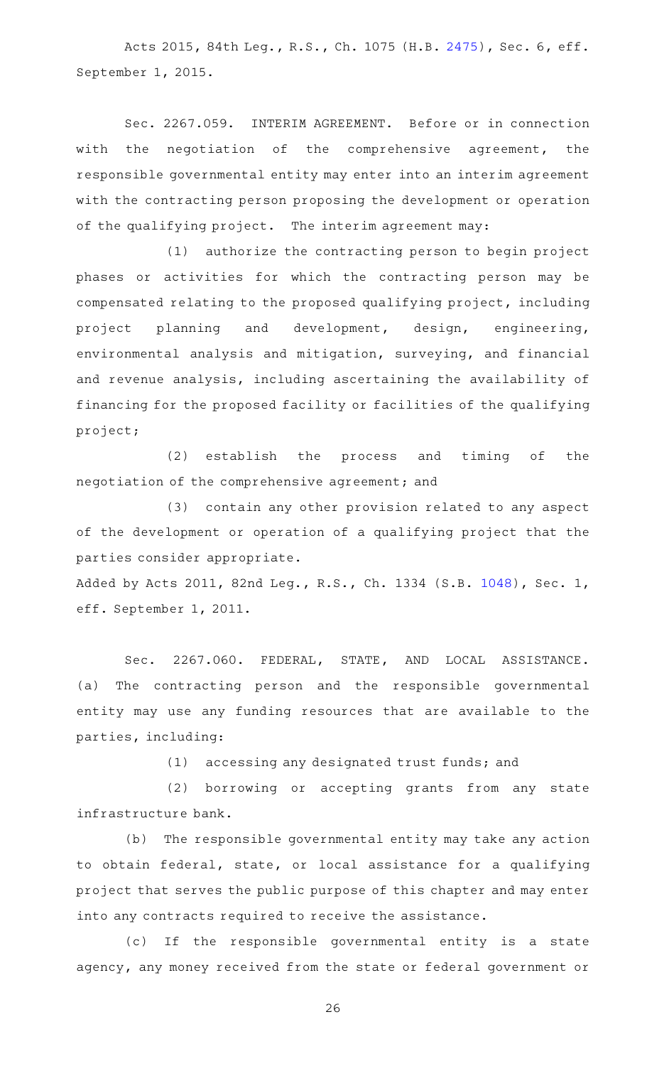Acts 2015, 84th Leg., R.S., Ch. 1075 (H.B. 2475), Sec. 6, eff. September 1, 2015.

Sec. 2267.059. INTERIM AGREEMENT. Before or in connection with the negotiation of the comprehensive agreement, the responsible governmental entity may enter into an interim agreement with the contracting person proposing the development or operation of the qualifying project. The interim agreement may:

(1) authorize the contracting person to begin project phases or activities for which the contracting person may be compensated relating to the proposed qualifying project, including project planning and development, design, engineering, environmental analysis and mitigation, surveying, and financial and revenue analysis, including ascertaining the availability of financing for the proposed facility or facilities of the qualifying project;

(2) establish the process and timing of the negotiation of the comprehensive agreement; and

(3) contain any other provision related to any aspect of the development or operation of a qualifying project that the parties consider appropriate.

Added by Acts 2011, 82nd Leg., R.S., Ch. 1334 (S.B. 1048), Sec. 1, eff. September 1, 2011.

Sec. 2267.060. FEDERAL, STATE, AND LOCAL ASSISTANCE. (a) The contracting person and the responsible governmental entity may use any funding resources that are available to the parties, including:

(1) accessing any designated trust funds; and

(2) borrowing or accepting grants from any state infrastructure bank.

(b) The responsible governmental entity may take any action to obtain federal, state, or local assistance for a qualifying project that serves the public purpose of this chapter and may enter into any contracts required to receive the assistance.

(c) If the responsible governmental entity is a state agency, any money received from the state or federal government or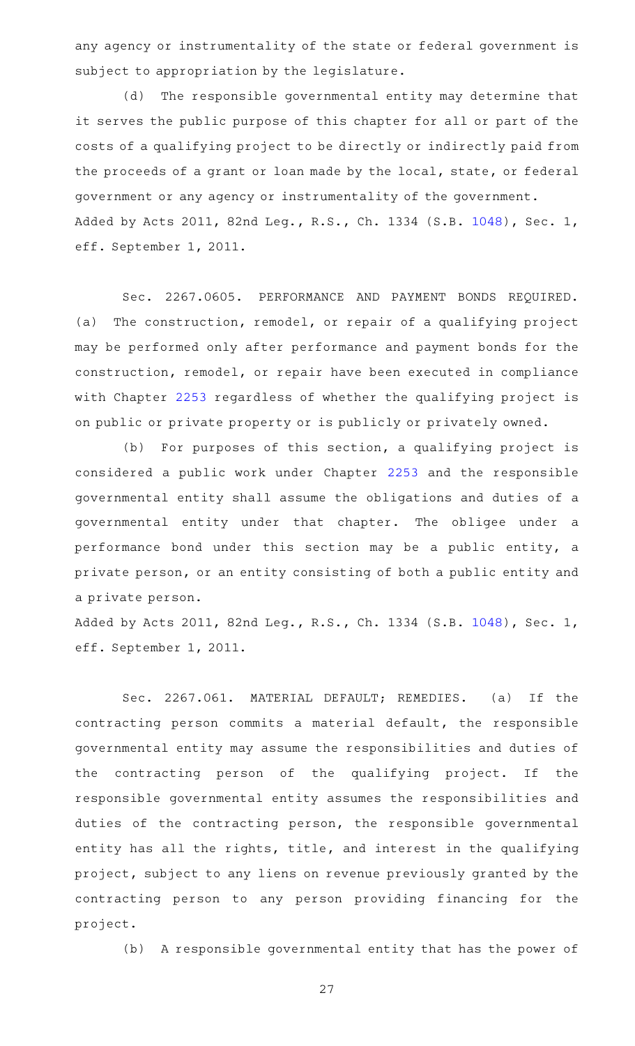any agency or instrumentality of the state or federal government is subject to appropriation by the legislature.

(d) The responsible governmental entity may determine that it serves the public purpose of this chapter for all or part of the costs of a qualifying project to be directly or indirectly paid from the proceeds of a grant or loan made by the local, state, or federal government or any agency or instrumentality of the government.

Added by Acts 2011, 82nd Leg., R.S., Ch. 1334 (S.B. 1048), Sec. 1, eff. September 1, 2011.

Sec. 2267.0605. PERFORMANCE AND PAYMENT BONDS REQUIRED. (a) The construction, remodel, or repair of a qualifying project may be performed only after performance and payment bonds for the construction, remodel, or repair have been executed in compliance with Chapter 2253 regardless of whether the qualifying project is on public or private property or is publicly or privately owned.

(b) For purposes of this section, a qualifying project is considered a public work under Chapter 2253 and the responsible governmental entity shall assume the obligations and duties of a governmental entity under that chapter. The obligee under a performance bond under this section may be a public entity, a private person, or an entity consisting of both a public entity and a private person.

Added by Acts 2011, 82nd Leg., R.S., Ch. 1334 (S.B. 1048), Sec. 1, eff. September 1, 2011.

Sec. 2267.061. MATERIAL DEFAULT; REMEDIES. (a) If the contracting person commits a material default, the responsible governmental entity may assume the responsibilities and duties of the contracting person of the qualifying project. If the responsible governmental entity assumes the responsibilities and duties of the contracting person, the responsible governmental entity has all the rights, title, and interest in the qualifying project, subject to any liens on revenue previously granted by the contracting person to any person providing financing for the project.

(b) A responsible governmental entity that has the power of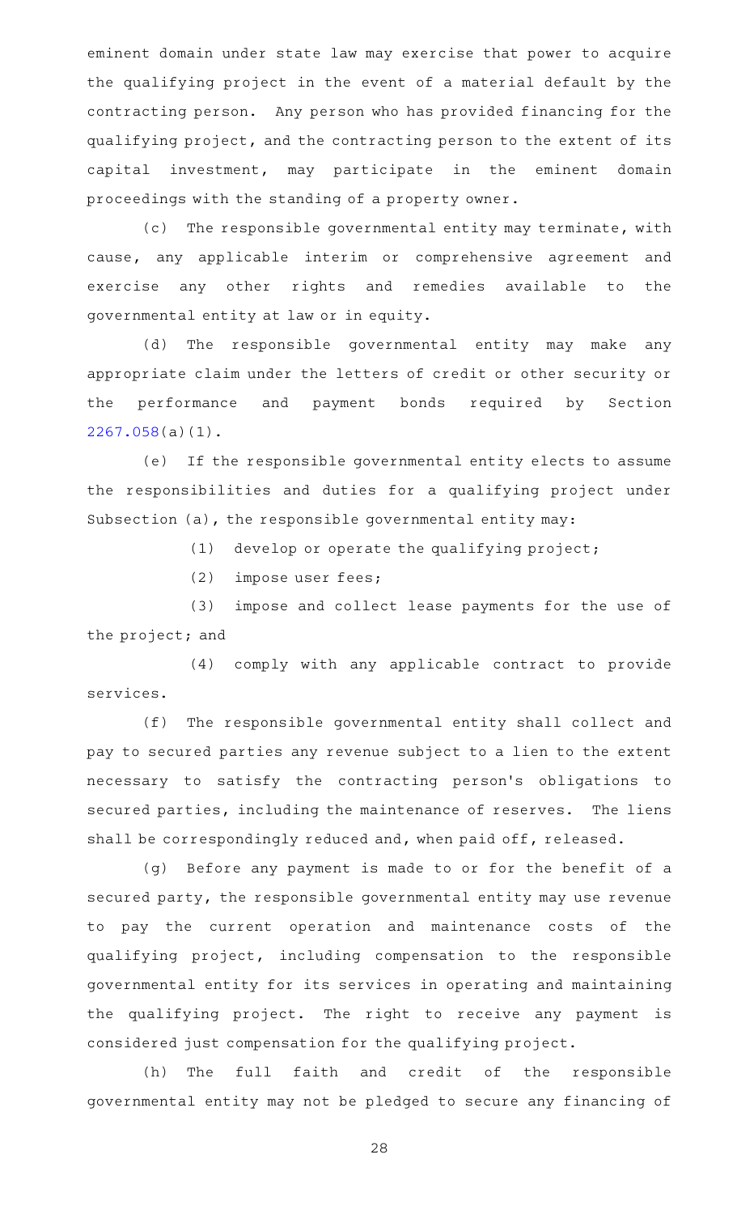eminent domain under state law may exercise that power to acquire the qualifying project in the event of a material default by the contracting person. Any person who has provided financing for the qualifying project, and the contracting person to the extent of its capital investment, may participate in the eminent domain proceedings with the standing of a property owner.

(c) The responsible governmental entity may terminate, with cause, any applicable interim or comprehensive agreement and exercise any other rights and remedies available to the governmental entity at law or in equity.

(d) The responsible governmental entity may make any appropriate claim under the letters of credit or other security or the performance and payment bonds required by Section 2267.058(a)(1).

(e) If the responsible governmental entity elects to assume the responsibilities and duties for a qualifying project under Subsection (a), the responsible governmental entity may:

(1) develop or operate the qualifying project;

(2) impose user fees;

(3) impose and collect lease payments for the use of the project; and

(4) comply with any applicable contract to provide services.

(f) The responsible governmental entity shall collect and pay to secured parties any revenue subject to a lien to the extent necessary to satisfy the contracting person's obligations to secured parties, including the maintenance of reserves. The liens shall be correspondingly reduced and, when paid off, released.

(g) Before any payment is made to or for the benefit of a secured party, the responsible governmental entity may use revenue to pay the current operation and maintenance costs of the qualifying project, including compensation to the responsible governmental entity for its services in operating and maintaining the qualifying project. The right to receive any payment is considered just compensation for the qualifying project.

(h) The full faith and credit of the responsible governmental entity may not be pledged to secure any financing of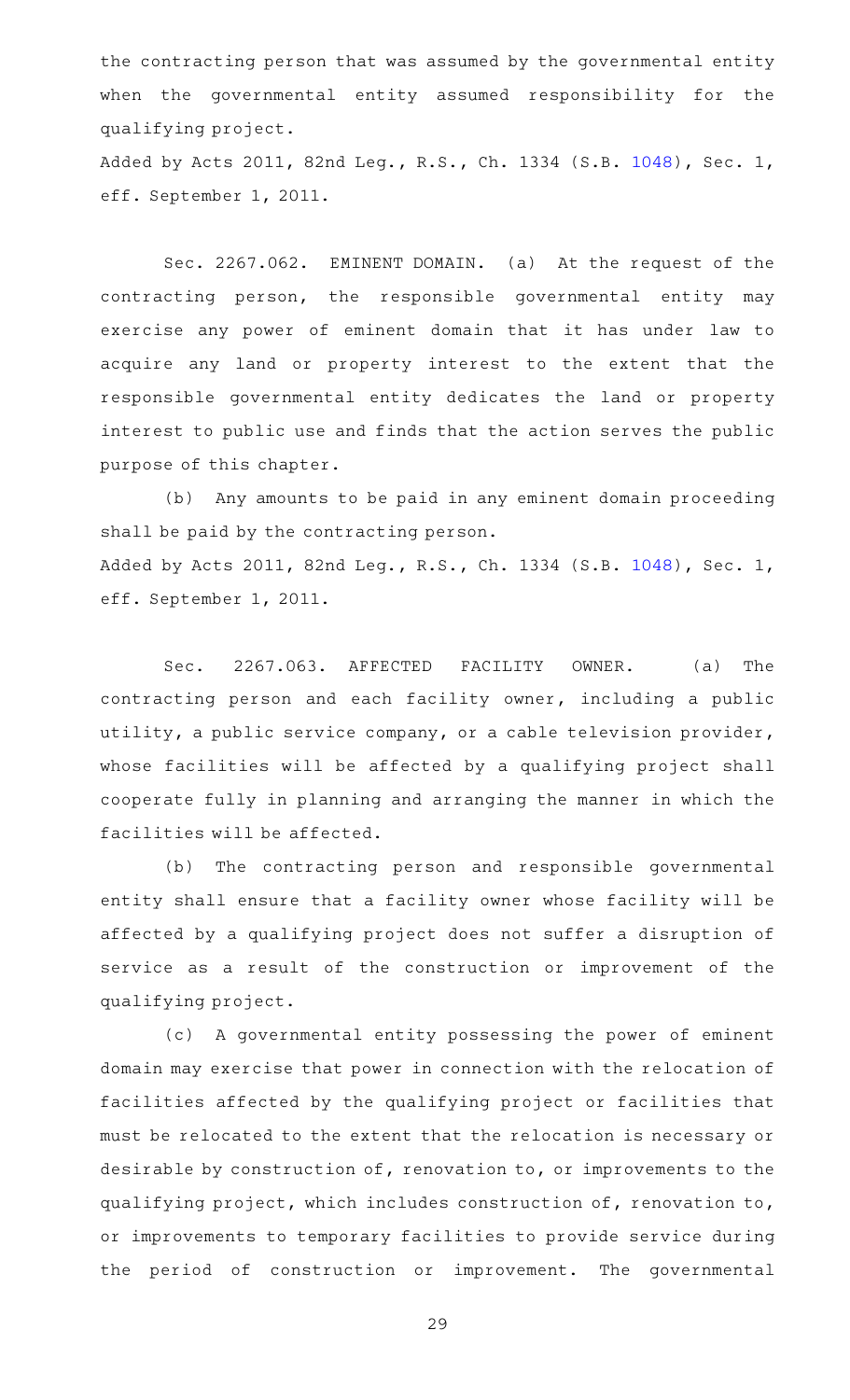the contracting person that was assumed by the governmental entity when the governmental entity assumed responsibility for the qualifying project.

Added by Acts 2011, 82nd Leg., R.S., Ch. 1334 (S.B. 1048), Sec. 1, eff. September 1, 2011.

Sec. 2267.062. EMINENT DOMAIN. (a) At the request of the contracting person, the responsible governmental entity may exercise any power of eminent domain that it has under law to acquire any land or property interest to the extent that the responsible governmental entity dedicates the land or property interest to public use and finds that the action serves the public purpose of this chapter.

(b) Any amounts to be paid in any eminent domain proceeding shall be paid by the contracting person.

Added by Acts 2011, 82nd Leg., R.S., Ch. 1334 (S.B. 1048), Sec. 1, eff. September 1, 2011.

Sec. 2267.063. AFFECTED FACILITY OWNER. (a) The contracting person and each facility owner, including a public utility, a public service company, or a cable television provider, whose facilities will be affected by a qualifying project shall cooperate fully in planning and arranging the manner in which the facilities will be affected.

(b) The contracting person and responsible governmental entity shall ensure that a facility owner whose facility will be affected by a qualifying project does not suffer a disruption of service as a result of the construction or improvement of the qualifying project.

(c) A governmental entity possessing the power of eminent domain may exercise that power in connection with the relocation of facilities affected by the qualifying project or facilities that must be relocated to the extent that the relocation is necessary or desirable by construction of, renovation to, or improvements to the qualifying project, which includes construction of, renovation to, or improvements to temporary facilities to provide service during the period of construction or improvement. The governmental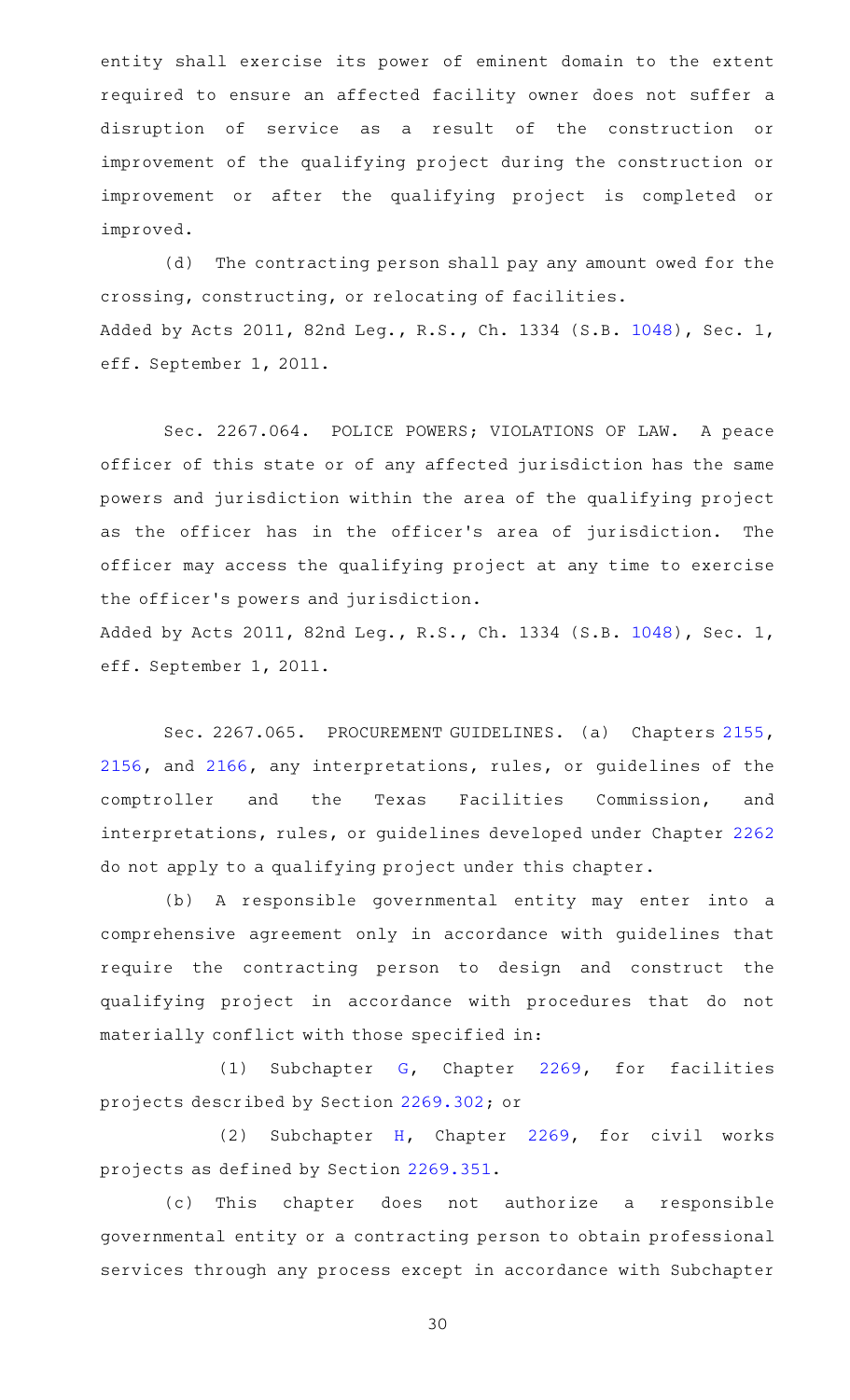entity shall exercise its power of eminent domain to the extent required to ensure an affected facility owner does not suffer a disruption of service as a result of the construction or improvement of the qualifying project during the construction or improvement or after the qualifying project is completed or improved.

(d) The contracting person shall pay any amount owed for the crossing, constructing, or relocating of facilities.

Added by Acts 2011, 82nd Leg., R.S., Ch. 1334 (S.B. 1048), Sec. 1, eff. September 1, 2011.

Sec. 2267.064. POLICE POWERS; VIOLATIONS OF LAW. A peace officer of this state or of any affected jurisdiction has the same powers and jurisdiction within the area of the qualifying project as the officer has in the officer's area of jurisdiction. The officer may access the qualifying project at any time to exercise the officer's powers and jurisdiction.

Added by Acts 2011, 82nd Leg., R.S., Ch. 1334 (S.B. 1048), Sec. 1, eff. September 1, 2011.

Sec. 2267.065. PROCUREMENT GUIDELINES. (a) Chapters 2155, 2156, and 2166, any interpretations, rules, or guidelines of the comptroller and the Texas Facilities Commission, and interpretations, rules, or guidelines developed under Chapter 2262 do not apply to a qualifying project under this chapter.

(b) A responsible governmental entity may enter into a comprehensive agreement only in accordance with guidelines that require the contracting person to design and construct the qualifying project in accordance with procedures that do not materially conflict with those specified in:

(1) Subchapter G, Chapter 2269, for facilities projects described by Section 2269.302; or

(2) Subchapter H, Chapter 2269, for civil works projects as defined by Section 2269.351.

(c) This chapter does not authorize a responsible governmental entity or a contracting person to obtain professional services through any process except in accordance with Subchapter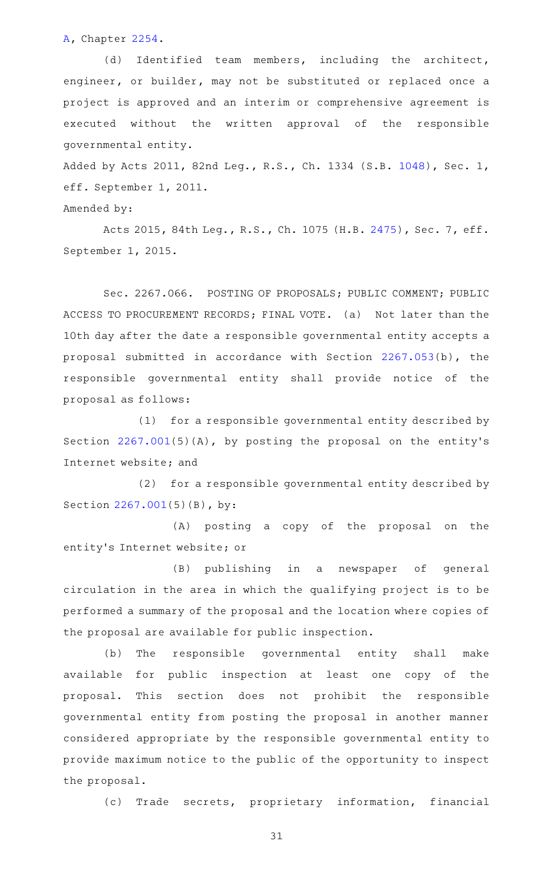A, Chapter 2254.

(d) Identified team members, including the architect, engineer, or builder, may not be substituted or replaced once a project is approved and an interim or comprehensive agreement is executed without the written approval of the responsible governmental entity.

Added by Acts 2011, 82nd Leg., R.S., Ch. 1334 (S.B. 1048), Sec. 1, eff. September 1, 2011.

Amended by:

Acts 2015, 84th Leg., R.S., Ch. 1075 (H.B. 2475), Sec. 7, eff. September 1, 2015.

Sec. 2267.066. POSTING OF PROPOSALS; PUBLIC COMMENT; PUBLIC ACCESS TO PROCUREMENT RECORDS; FINAL VOTE. (a) Not later than the 10th day after the date a responsible governmental entity accepts a proposal submitted in accordance with Section 2267.053(b), the responsible governmental entity shall provide notice of the proposal as follows:

(1) for a responsible governmental entity described by Section 2267.001(5)(A), by posting the proposal on the entity's Internet website; and

(2) for a responsible governmental entity described by Section 2267.001(5)(B), by:

(A) posting a copy of the proposal on the entity's Internet website; or

(B) publishing in a newspaper of general circulation in the area in which the qualifying project is to be performed a summary of the proposal and the location where copies of the proposal are available for public inspection.

(b) The responsible governmental entity shall make available for public inspection at least one copy of the proposal. This section does not prohibit the responsible governmental entity from posting the proposal in another manner considered appropriate by the responsible governmental entity to provide maximum notice to the public of the opportunity to inspect the proposal.

(c) Trade secrets, proprietary information, financial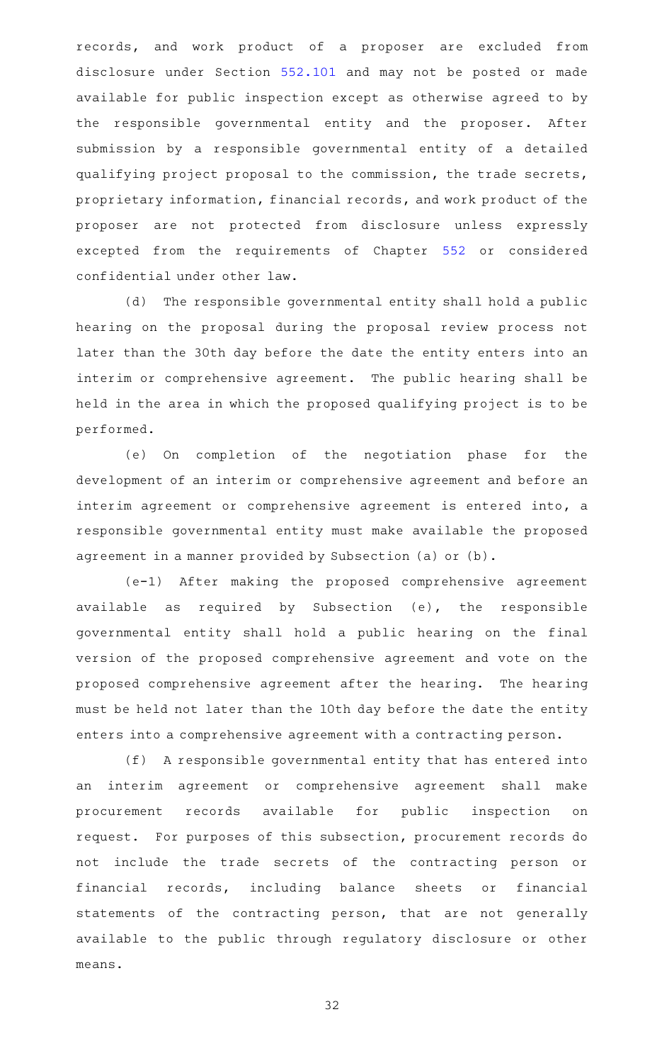records, and work product of a proposer are excluded from disclosure under Section 552.101 and may not be posted or made available for public inspection except as otherwise agreed to by the responsible governmental entity and the proposer. After submission by a responsible governmental entity of a detailed qualifying project proposal to the commission, the trade secrets, proprietary information, financial records, and work product of the proposer are not protected from disclosure unless expressly excepted from the requirements of Chapter 552 or considered confidential under other law.

(d) The responsible governmental entity shall hold a public hearing on the proposal during the proposal review process not later than the 30th day before the date the entity enters into an interim or comprehensive agreement. The public hearing shall be held in the area in which the proposed qualifying project is to be performed.

(e) On completion of the negotiation phase for the development of an interim or comprehensive agreement and before an interim agreement or comprehensive agreement is entered into, a responsible governmental entity must make available the proposed agreement in a manner provided by Subsection (a) or (b).

(e-1) After making the proposed comprehensive agreement available as required by Subsection (e), the responsible governmental entity shall hold a public hearing on the final version of the proposed comprehensive agreement and vote on the proposed comprehensive agreement after the hearing. The hearing must be held not later than the 10th day before the date the entity enters into a comprehensive agreement with a contracting person.

(f) A responsible governmental entity that has entered into an interim agreement or comprehensive agreement shall make procurement records available for public inspection on request. For purposes of this subsection, procurement records do not include the trade secrets of the contracting person or financial records, including balance sheets or financial statements of the contracting person, that are not generally available to the public through regulatory disclosure or other means.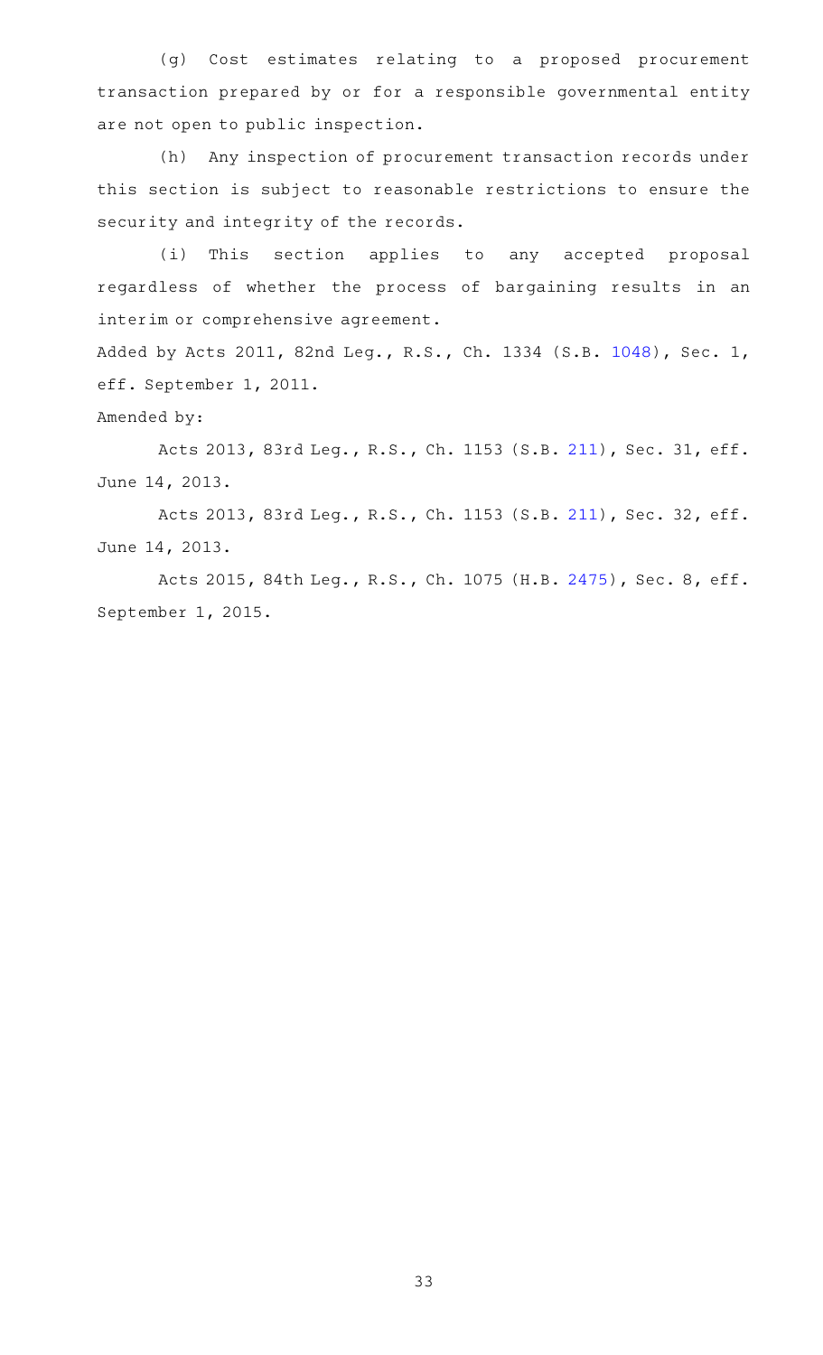(g) Cost estimates relating to a proposed procurement transaction prepared by or for a responsible governmental entity are not open to public inspection.

(h) Any inspection of procurement transaction records under this section is subject to reasonable restrictions to ensure the security and integrity of the records.

(i) This section applies to any accepted proposal regardless of whether the process of bargaining results in an interim or comprehensive agreement.

Added by Acts 2011, 82nd Leg., R.S., Ch. 1334 (S.B. 1048), Sec. 1, eff. September 1, 2011.

Amended by:

Acts 2013, 83rd Leg., R.S., Ch. 1153 (S.B. 211), Sec. 31, eff. June 14, 2013.

Acts 2013, 83rd Leg., R.S., Ch. 1153 (S.B. 211), Sec. 32, eff. June 14, 2013.

Acts 2015, 84th Leg., R.S., Ch. 1075 (H.B. 2475), Sec. 8, eff. September 1, 2015.